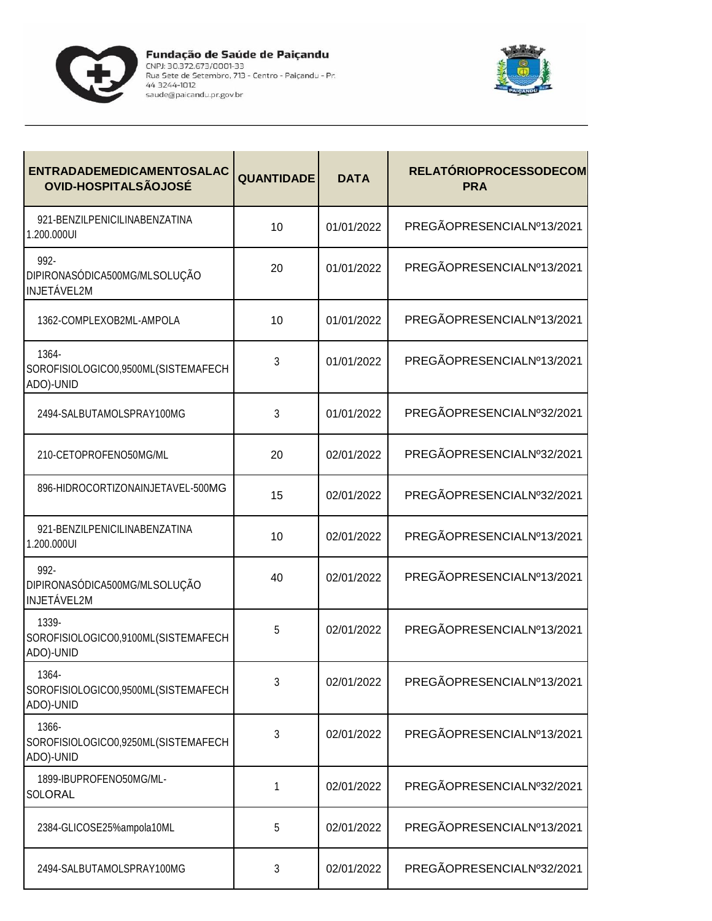**Fundação de Saúde de Paiçandu**
CNPJ: 30.372.673/0001-33
Rua Sete de Setembro, 713 - Centro - Paiçandu - Pr.
44 3244-1012
saude@paicandu.pr.gov.br

| ENTRADADEMEDICAMENTOSALACOVID-HOSPITALSÃOJOSÉ | QUANTIDADE | DATA | RELATÓRIOPROCESSODECOMPRA |
|---|---|---|---|
| 921-BENZILPENICILINABENZATINA 1.200.000UI | 10 | 01/01/2022 | PREGÃOPRESENCIALNº13/2021 |
| 992-DIPIRONASÓDICA500MG/MLSOLUÇÃO INJETÁVEL2M | 20 | 01/01/2022 | PREGÃOPRESENCIALNº13/2021 |
| 1362-COMPLEXOB2ML-AMPOLA | 10 | 01/01/2022 | PREGÃOPRESENCIALNº13/2021 |
| 1364-SOROFISIOLOGICO0,9500ML(SISTEMAFECHADO)-UNID | 3 | 01/01/2022 | PREGÃOPRESENCIALNº13/2021 |
| 2494-SALBUTAMOLSPRAY100MG | 3 | 01/01/2022 | PREGÃOPRESENCIALNº32/2021 |
| 210-CETOPROFENO50MG/ML | 20 | 02/01/2022 | PREGÃOPRESENCIALNº32/2021 |
| 896-HIDROCORTIZONAINJETAVEL-500MG | 15 | 02/01/2022 | PREGÃOPRESENCIALNº32/2021 |
| 921-BENZILPENICILINABENZATINA 1.200.000UI | 10 | 02/01/2022 | PREGÃOPRESENCIALNº13/2021 |
| 992-DIPIRONASÓDICA500MG/MLSOLUÇÃO INJETÁVEL2M | 40 | 02/01/2022 | PREGÃOPRESENCIALNº13/2021 |
| 1339-SOROFISIOLOGICO0,9100ML(SISTEMAFECHADO)-UNID | 5 | 02/01/2022 | PREGÃOPRESENCIALNº13/2021 |
| 1364-SOROFISIOLOGICO0,9500ML(SISTEMAFECHADO)-UNID | 3 | 02/01/2022 | PREGÃOPRESENCIALNº13/2021 |
| 1366-SOROFISIOLOGICO0,9250ML(SISTEMAFECHADO)-UNID | 3 | 02/01/2022 | PREGÃOPRESENCIALNº13/2021 |
| 1899-IBUPROFENO50MG/ML-SOLORAL | 1 | 02/01/2022 | PREGÃOPRESENCIALNº32/2021 |
| 2384-GLICOSE25%ampola10ML | 5 | 02/01/2022 | PREGÃOPRESENCIALNº13/2021 |
| 2494-SALBUTAMOLSPRAY100MG | 3 | 02/01/2022 | PREGÃOPRESENCIALNº32/2021 |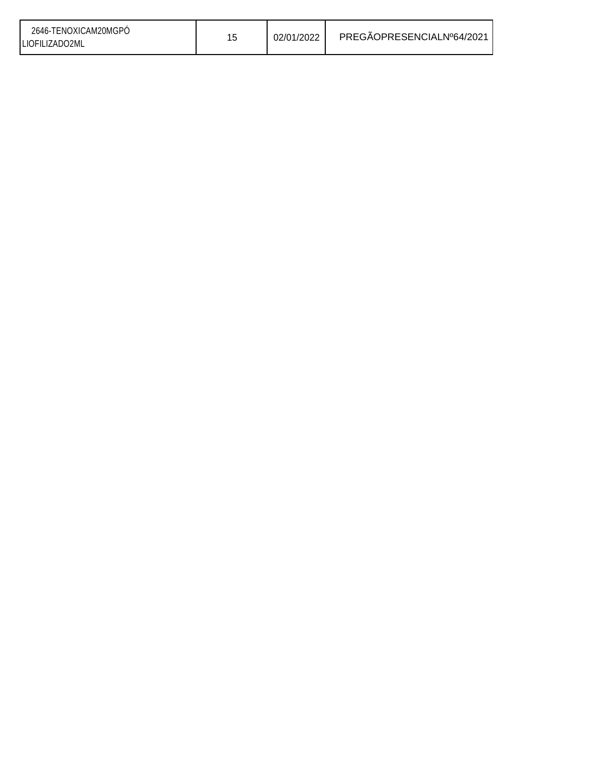| 2646-TENOXICAM20MGPÓ LIOFILIZADO2ML | 15 | 02/01/2022 | PREGÃOPRESENCIALNº64/2021 |
|---|---|---|---|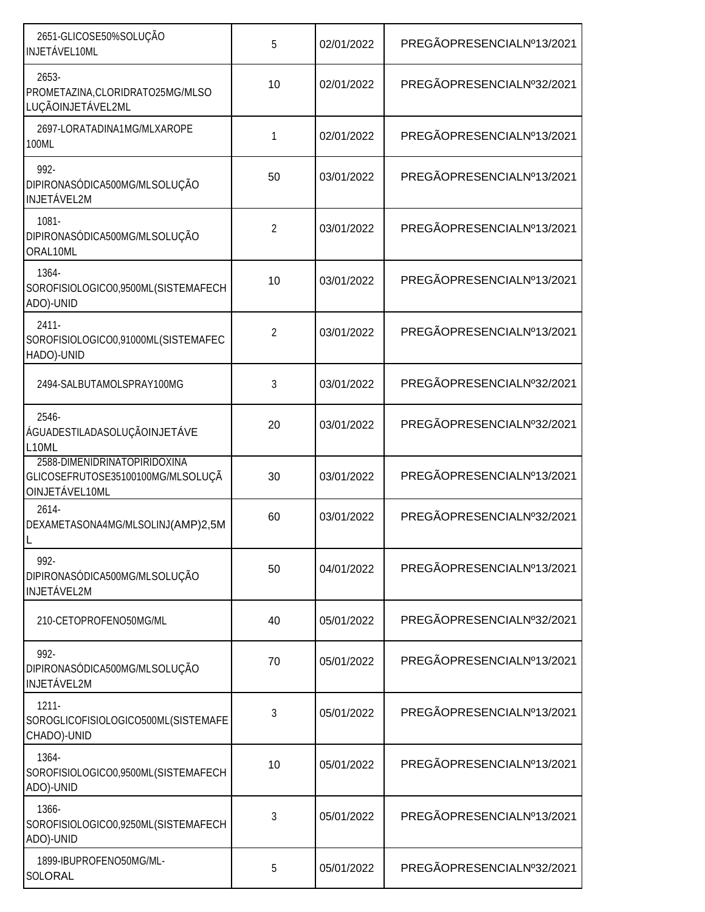| | | | |
|---|---|---|---|
| 2651-GLICOSE50%SOLUÇÃO INJETÁVEL10ML | 5 | 02/01/2022 | PREGÃOPRESENCIALNº13/2021 |
| 2653-PROMETAZINA,CLORIDRATO25MG/MLSOLUÇÃOINJETÁVEL2ML | 10 | 02/01/2022 | PREGÃOPRESENCIALNº32/2021 |
| 2697-LORATADINA1MG/MLXAROPE 100ML | 1 | 02/01/2022 | PREGÃOPRESENCIALNº13/2021 |
| 992-DIPIRONASÓDICA500MG/MLSOLUÇÃO INJETÁVEL2M | 50 | 03/01/2022 | PREGÃOPRESENCIALNº13/2021 |
| 1081-DIPIRONASÓDICA500MG/MLSOLUÇÃO ORAL10ML | 2 | 03/01/2022 | PREGÃOPRESENCIALNº13/2021 |
| 1364-SOROFISIOLOGICO0,9500ML(SISTEMAFECHADO)-UNID | 10 | 03/01/2022 | PREGÃOPRESENCIALNº13/2021 |
| 2411-SOROFISIOLOGICO0,91000ML(SISTEMAFECHADO)-UNID | 2 | 03/01/2022 | PREGÃOPRESENCIALNº13/2021 |
| 2494-SALBUTAMOLSPRAY100MG | 3 | 03/01/2022 | PREGÃOPRESENCIALNº32/2021 |
| 2546-ÁGUADESTILADASOLUÇÃOINJETÁVEL10ML | 20 | 03/01/2022 | PREGÃOPRESENCIALNº32/2021 |
| 2588-DIMENIDRINATOPIRIDOXINA GLICOSEFRUTOSE35100100MG/MLSOLUÇÃOINJETÁVEL10ML | 30 | 03/01/2022 | PREGÃOPRESENCIALNº13/2021 |
| 2614-DEXAMETASONA4MG/MLSOLINJ(AMP)2,5ML | 60 | 03/01/2022 | PREGÃOPRESENCIALNº32/2021 |
| 992-DIPIRONASÓDICA500MG/MLSOLUÇÃO INJETÁVEL2M | 50 | 04/01/2022 | PREGÃOPRESENCIALNº13/2021 |
| 210-CETOPROFENO50MG/ML | 40 | 05/01/2022 | PREGÃOPRESENCIALNº32/2021 |
| 992-DIPIRONASÓDICA500MG/MLSOLUÇÃO INJETÁVEL2M | 70 | 05/01/2022 | PREGÃOPRESENCIALNº13/2021 |
| 1211-SOROGLICOFISIOLOGICO500ML(SISTEMAFECHADO)-UNID | 3 | 05/01/2022 | PREGÃOPRESENCIALNº13/2021 |
| 1364-SOROFISIOLOGICO0,9500ML(SISTEMAFECHADO)-UNID | 10 | 05/01/2022 | PREGÃOPRESENCIALNº13/2021 |
| 1366-SOROFISIOLOGICO0,9250ML(SISTEMAFECHADO)-UNID | 3 | 05/01/2022 | PREGÃOPRESENCIALNº13/2021 |
| 1899-IBUPROFENO50MG/ML-SOLORAL | 5 | 05/01/2022 | PREGÃOPRESENCIALNº32/2021 |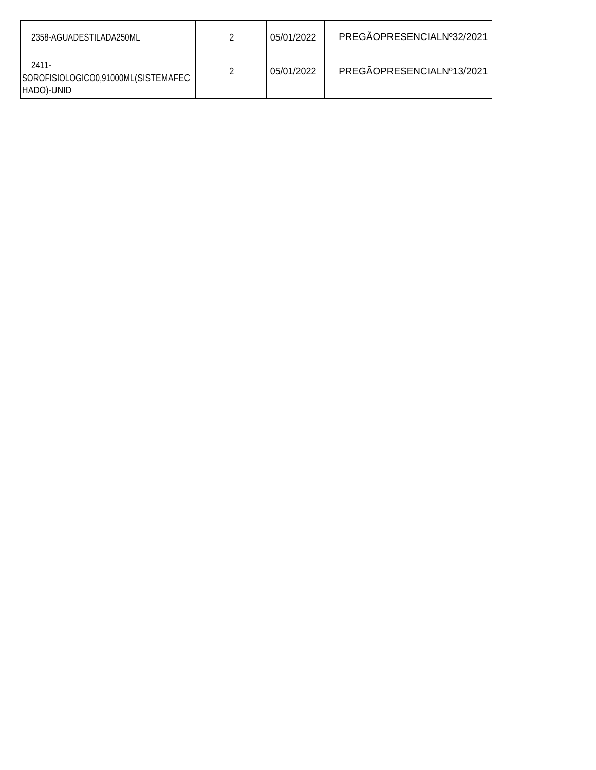| | | | |
|---|---|---|---|
| 2358-AGUADESTILADA250ML | 2 | 05/01/2022 | PREGÃOPRESENCIALNº32/2021 |
| 2411-SOROFISIOLOGICO0,91000ML(SISTEMAFECHADO)-UNID | 2 | 05/01/2022 | PREGÃOPRESENCIALNº13/2021 |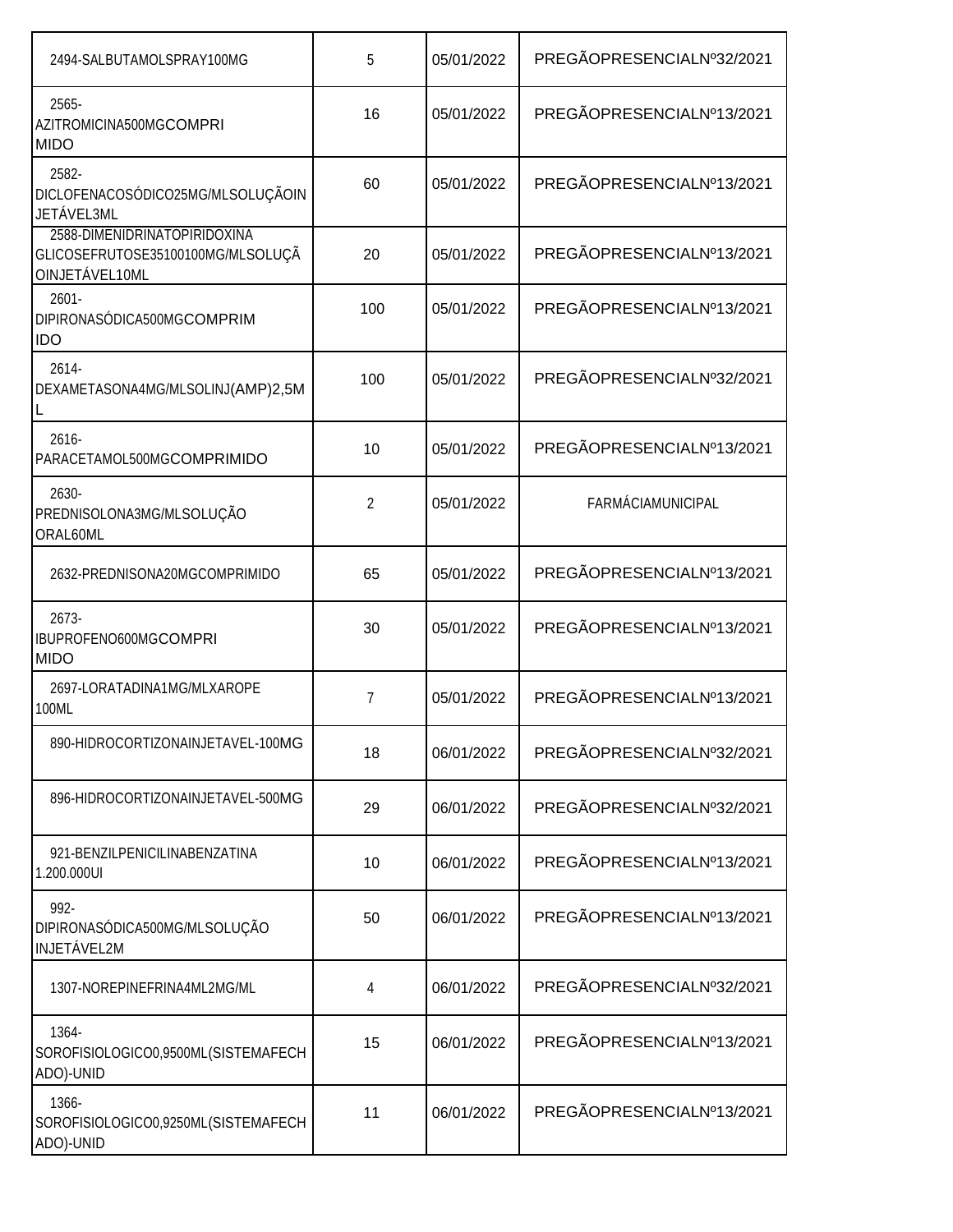| | | | |
|---|---|---|---|
| 2494-SALBUTAMOLSPRAY100MG | 5 | 05/01/2022 | PREGÃOPRESENCIALNº32/2021 |
| 2565-AZITROMICINA500MGCOMPRIMIDO | 16 | 05/01/2022 | PREGÃOPRESENCIALNº13/2021 |
| 2582-DICLOFENACOSÓDICO25MG/MLSOLUÇÃOINJETÁVEL3ML | 60 | 05/01/2022 | PREGÃOPRESENCIALNº13/2021 |
| 2588-DIMENIDRINATOPIRIDOXINAGLICOSEFRUTOSE35100100MG/MLSOLUÇÃOINJETÁVEL10ML | 20 | 05/01/2022 | PREGÃOPRESENCIALNº13/2021 |
| 2601-DIPIRONASÓDICA500MGCOMPRIMIDO | 100 | 05/01/2022 | PREGÃOPRESENCIALNº13/2021 |
| 2614-DEXAMETASONA4MG/MLSOLINJ(AMP)2,5ML | 100 | 05/01/2022 | PREGÃOPRESENCIALNº32/2021 |
| 2616-PARACETAMOL500MGCOMPRIMIDO | 10 | 05/01/2022 | PREGÃOPRESENCIALNº13/2021 |
| 2630-PREDNISOLONA3MG/MLSOLUÇÃO ORAL60ML | 2 | 05/01/2022 | FARMÁCIAMUNICIPAL |
| 2632-PREDNISONA20MGCOMPRIMIDO | 65 | 05/01/2022 | PREGÃOPRESENCIALNº13/2021 |
| 2673-IBUPROFENO600MGCOMPRIMIDO | 30 | 05/01/2022 | PREGÃOPRESENCIALNº13/2021 |
| 2697-LORATADINA1MG/MLXAROPE 100ML | 7 | 05/01/2022 | PREGÃOPRESENCIALNº13/2021 |
| 890-HIDROCORTIZONAINJETAVEL-100MG | 18 | 06/01/2022 | PREGÃOPRESENCIALNº32/2021 |
| 896-HIDROCORTIZONAINJETAVEL-500MG | 29 | 06/01/2022 | PREGÃOPRESENCIALNº32/2021 |
| 921-BENZILPENICILINABENZATINA 1.200.000UI | 10 | 06/01/2022 | PREGÃOPRESENCIALNº13/2021 |
| 992-DIPIRONASÓDICA500MG/MLSOLUÇÃO INJETÁVEL2M | 50 | 06/01/2022 | PREGÃOPRESENCIALNº13/2021 |
| 1307-NOREPINEFRINA4ML2MG/ML | 4 | 06/01/2022 | PREGÃOPRESENCIALNº32/2021 |
| 1364-SOROFISIOLOGICO0,9500ML(SISTEMAFECHADO)-UNID | 15 | 06/01/2022 | PREGÃOPRESENCIALNº13/2021 |
| 1366-SOROFISIOLOGICO0,9250ML(SISTEMAFECHADO)-UNID | 11 | 06/01/2022 | PREGÃOPRESENCIALNº13/2021 |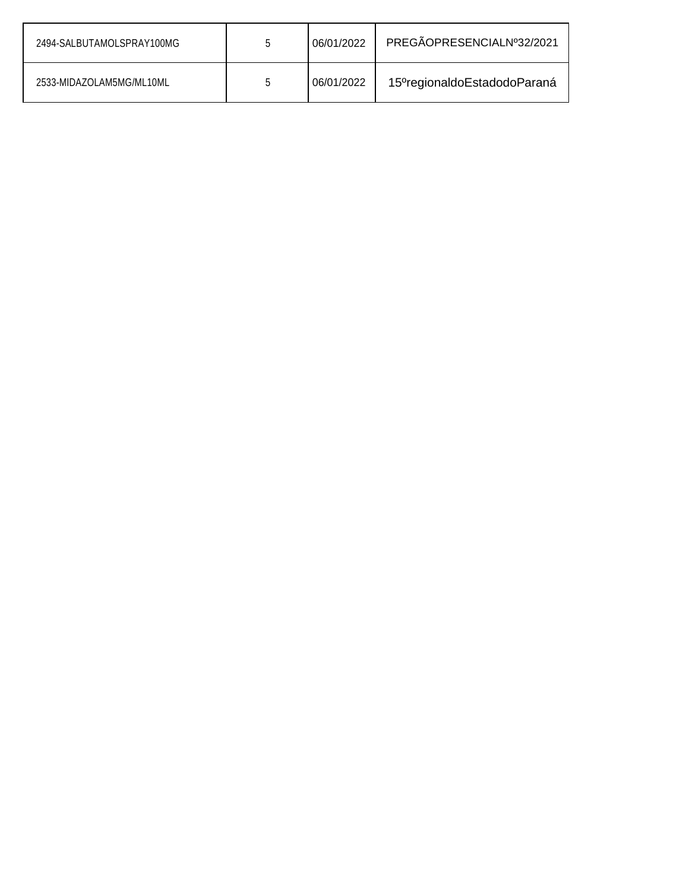| | | | |
|---|---|---|---|
| 2494-SALBUTAMOLSPRAY100MG | 5 | 06/01/2022 | PREGÃOPRESENCIALNº32/2021 |
| 2533-MIDAZOLAM5MG/ML10ML | 5 | 06/01/2022 | 15ºregionaldoEstadodoParaná |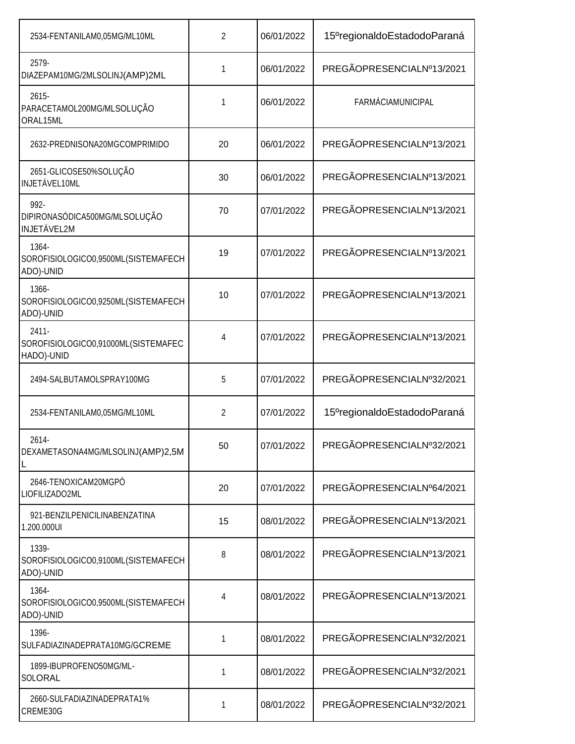| | | | |
|---|---|---|---|
| 2534-FENTANILAM0,05MG/ML10ML | 2 | 06/01/2022 | 15ºregionaldoEstadodoParaná |
| 2579-DIAZEPAM10MG/2MLSOLINJ(AMP)2ML | 1 | 06/01/2022 | PREGÃOPRESENCIALNº13/2021 |
| 2615-PARACETAMOL200MG/MLSOLUÇÃO ORAL15ML | 1 | 06/01/2022 | FARMÁCIAMUNICIPAL |
| 2632-PREDNISONA20MGCOMPRIMIDO | 20 | 06/01/2022 | PREGÃOPRESENCIALNº13/2021 |
| 2651-GLICOSE50%SOLUÇÃO INJETÁVEL10ML | 30 | 06/01/2022 | PREGÃOPRESENCIALNº13/2021 |
| 992-DIPIRONASÓDICA500MG/MLSOLUÇÃO INJETÁVEL2M | 70 | 07/01/2022 | PREGÃOPRESENCIALNº13/2021 |
| 1364-SOROFISIOLOGICO0,9500ML(SISTEMAFECHADO)-UNID | 19 | 07/01/2022 | PREGÃOPRESENCIALNº13/2021 |
| 1366-SOROFISIOLOGICO0,9250ML(SISTEMAFECHADO)-UNID | 10 | 07/01/2022 | PREGÃOPRESENCIALNº13/2021 |
| 2411-SOROFISIOLOGICO0,91000ML(SISTEMAFECHADO)-UNID | 4 | 07/01/2022 | PREGÃOPRESENCIALNº13/2021 |
| 2494-SALBUTAMOLSPRAY100MG | 5 | 07/01/2022 | PREGÃOPRESENCIALNº32/2021 |
| 2534-FENTANILAM0,05MG/ML10ML | 2 | 07/01/2022 | 15ºregionaldoEstadodoParaná |
| 2614-DEXAMETASONA4MG/MLSOLINJ(AMP)2,5ML | 50 | 07/01/2022 | PREGÃOPRESENCIALNº32/2021 |
| 2646-TENOXICAM20MGPÓ LIOFILIZADO2ML | 20 | 07/01/2022 | PREGÃOPRESENCIALNº64/2021 |
| 921-BENZILPENICILINABENZATINA 1.200.000UI | 15 | 08/01/2022 | PREGÃOPRESENCIALNº13/2021 |
| 1339-SOROFISIOLOGICO0,9100ML(SISTEMAFECHADO)-UNID | 8 | 08/01/2022 | PREGÃOPRESENCIALNº13/2021 |
| 1364-SOROFISIOLOGICO0,9500ML(SISTEMAFECHADO)-UNID | 4 | 08/01/2022 | PREGÃOPRESENCIALNº13/2021 |
| 1396-SULFADIAZINADEPRATA10MG/GCREME | 1 | 08/01/2022 | PREGÃOPRESENCIALNº32/2021 |
| 1899-IBUPROFENO50MG/ML-SOLORAL | 1 | 08/01/2022 | PREGÃOPRESENCIALNº32/2021 |
| 2660-SULFADIAZINADEPRATA1% CREME30G | 1 | 08/01/2022 | PREGÃOPRESENCIALNº32/2021 |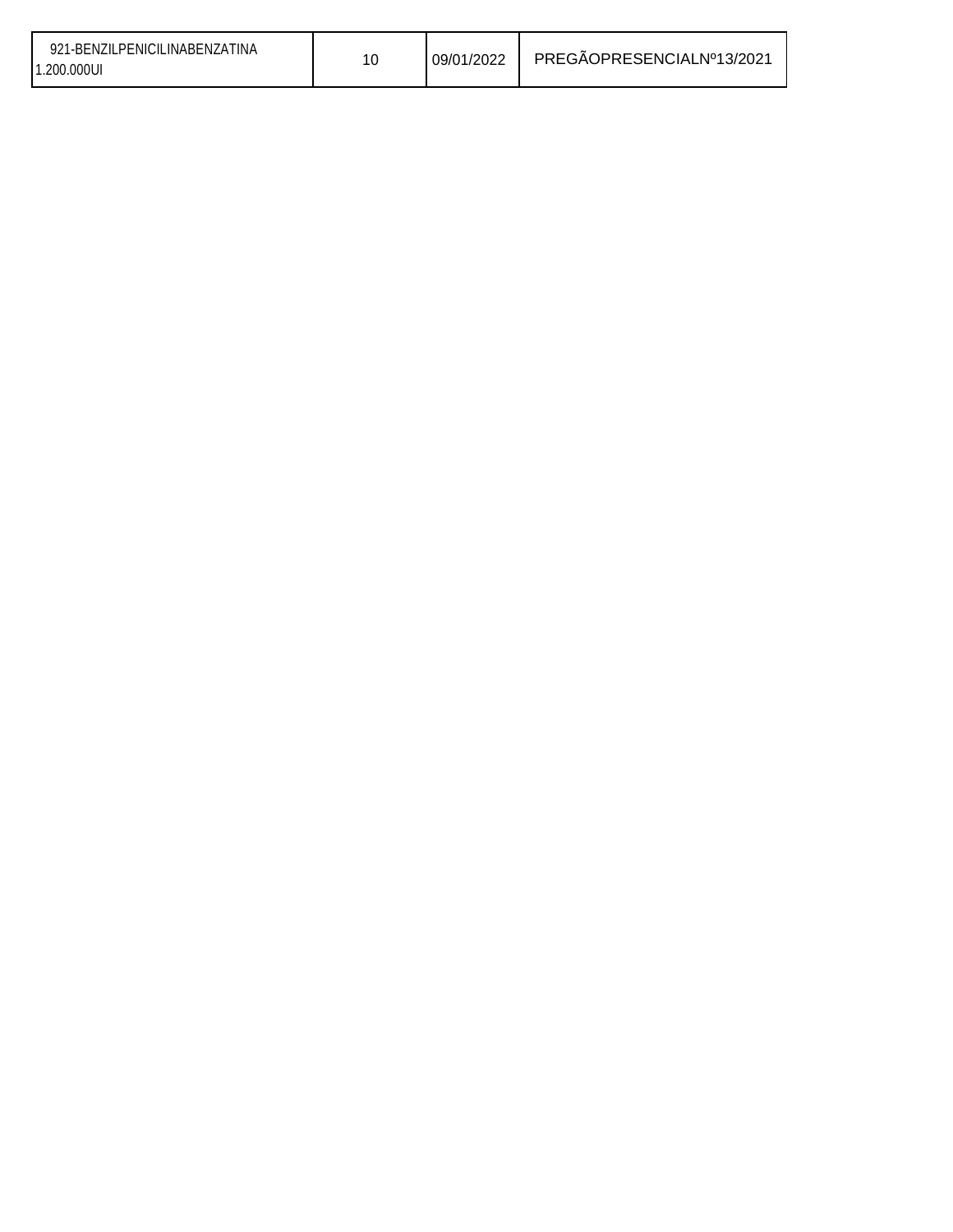| 921-BENZILPENICILINABENZATINA 1.200.000UI | 10 | 09/01/2022 | PREGÃOPRESENCIALNº13/2021 |
|---|---|---|---|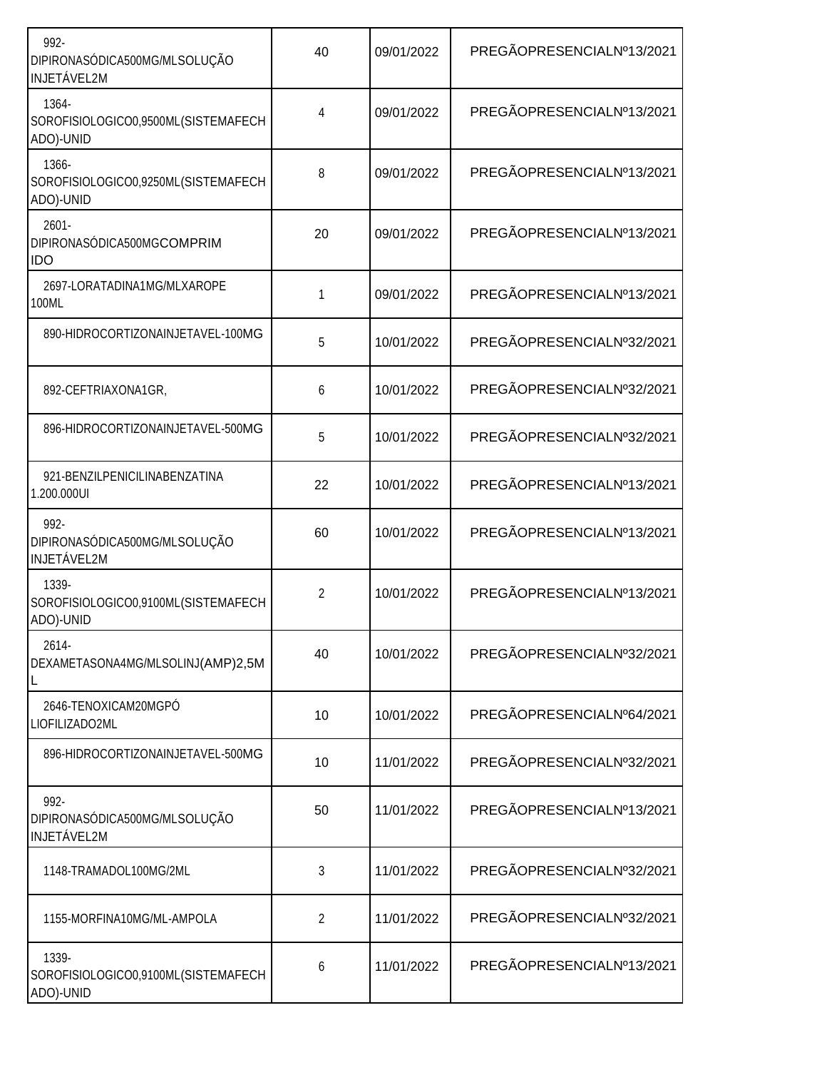| | | | |
|---|---|---|---|
| 992-DIPIRONASÓDICA500MG/MLSOLUÇÃO INJETÁVEL2M | 40 | 09/01/2022 | PREGÃOPRESENCIALNº13/2021 |
| 1364-SOROFISIOLOGICO0,9500ML(SISTEMAFECHADO)-UNID | 4 | 09/01/2022 | PREGÃOPRESENCIALNº13/2021 |
| 1366-SOROFISIOLOGICO0,9250ML(SISTEMAFECHADO)-UNID | 8 | 09/01/2022 | PREGÃOPRESENCIALNº13/2021 |
| 2601-DIPIRONASÓDICA500MGCOMPRIMIDO | 20 | 09/01/2022 | PREGÃOPRESENCIALNº13/2021 |
| 2697-LORATADINA1MG/MLXAROPE 100ML | 1 | 09/01/2022 | PREGÃOPRESENCIALNº13/2021 |
| 890-HIDROCORTIZONAINJETAVEL-100MG | 5 | 10/01/2022 | PREGÃOPRESENCIALNº32/2021 |
| 892-CEFTRIAXONA1GR, | 6 | 10/01/2022 | PREGÃOPRESENCIALNº32/2021 |
| 896-HIDROCORTIZONAINJETAVEL-500MG | 5 | 10/01/2022 | PREGÃOPRESENCIALNº32/2021 |
| 921-BENZILPENICILINABENZATINA 1.200.000UI | 22 | 10/01/2022 | PREGÃOPRESENCIALNº13/2021 |
| 992-DIPIRONASÓDICA500MG/MLSOLUÇÃO INJETÁVEL2M | 60 | 10/01/2022 | PREGÃOPRESENCIALNº13/2021 |
| 1339-SOROFISIOLOGICO0,9100ML(SISTEMAFECHADO)-UNID | 2 | 10/01/2022 | PREGÃOPRESENCIALNº13/2021 |
| 2614-DEXAMETASONA4MG/MLSOLINJ(AMP)2,5ML | 40 | 10/01/2022 | PREGÃOPRESENCIALNº32/2021 |
| 2646-TENOXICAM20MGPÓ LIOFILIZADO2ML | 10 | 10/01/2022 | PREGÃOPRESENCIALNº64/2021 |
| 896-HIDROCORTIZONAINJETAVEL-500MG | 10 | 11/01/2022 | PREGÃOPRESENCIALNº32/2021 |
| 992-DIPIRONASÓDICA500MG/MLSOLUÇÃO INJETÁVEL2M | 50 | 11/01/2022 | PREGÃOPRESENCIALNº13/2021 |
| 1148-TRAMADOL100MG/2ML | 3 | 11/01/2022 | PREGÃOPRESENCIALNº32/2021 |
| 1155-MORFINA10MG/ML-AMPOLA | 2 | 11/01/2022 | PREGÃOPRESENCIALNº32/2021 |
| 1339-SOROFISIOLOGICO0,9100ML(SISTEMAFECHADO)-UNID | 6 | 11/01/2022 | PREGÃOPRESENCIALNº13/2021 |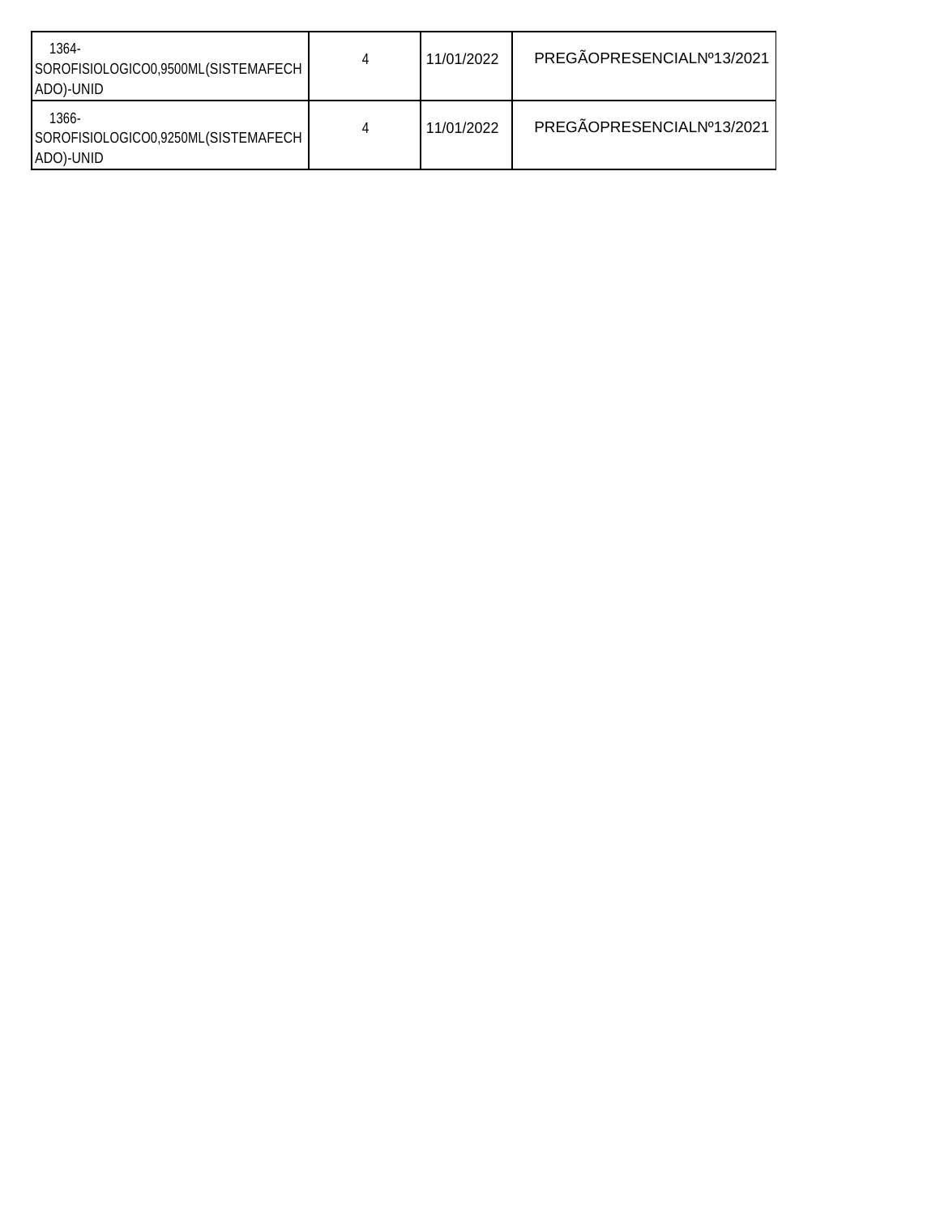| | | | |
|---|---|---|---|
| 1364-SOROFISIOLOGICO0,9500ML(SISTEMAFECHADO)-UNID | 4 | 11/01/2022 | PREGÃOPRESENCIALNº13/2021 |
| 1366-SOROFISIOLOGICO0,9250ML(SISTEMAFECHADO)-UNID | 4 | 11/01/2022 | PREGÃOPRESENCIALNº13/2021 |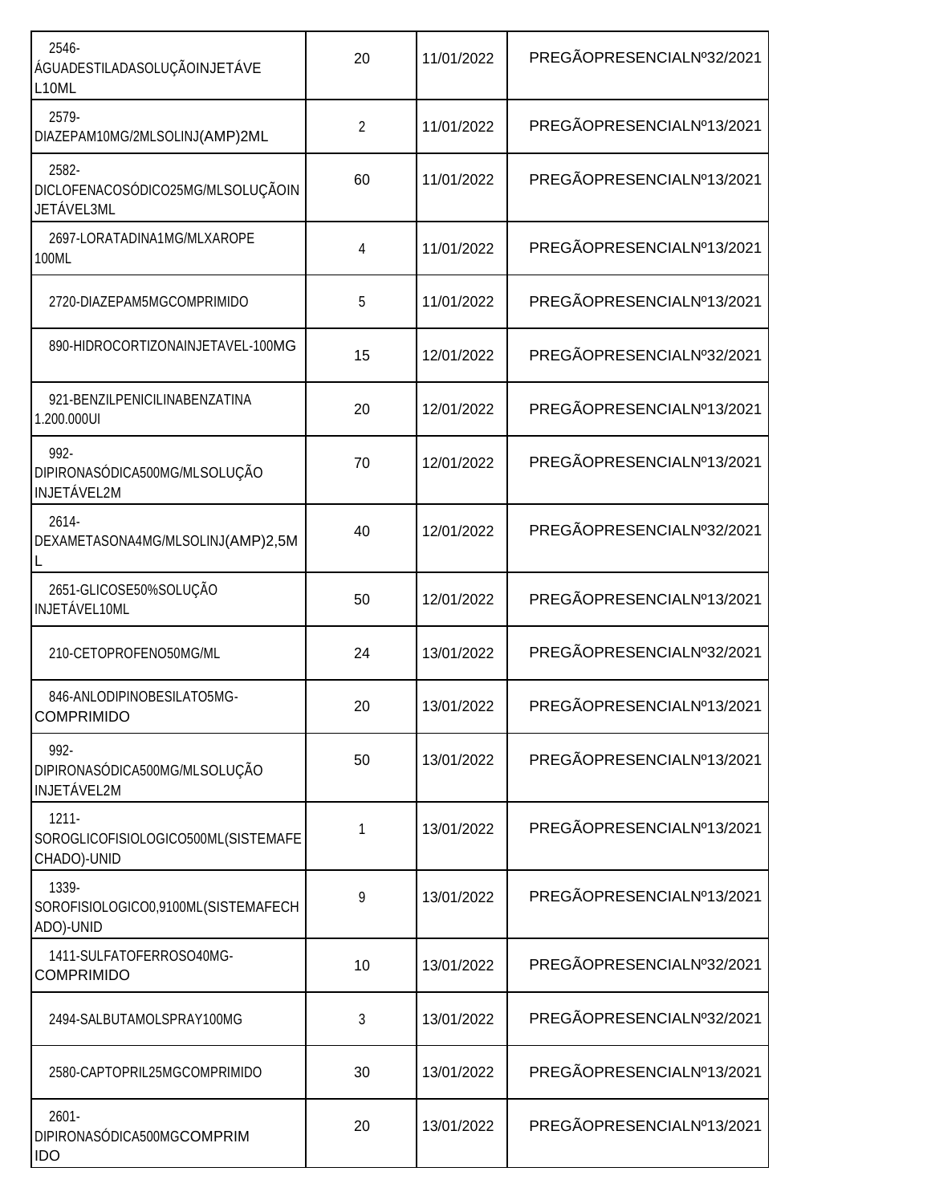| | | | |
|---|---|---|---|
| 2546-ÁGUADESTILADASOLUÇÃOINJETÁVEL10ML | 20 | 11/01/2022 | PREGÃOPRESENCIALNº32/2021 |
| 2579-DIAZEPAM10MG/2MLSOLINJ(AMP)2ML | 2 | 11/01/2022 | PREGÃOPRESENCIALNº13/2021 |
| 2582-DICLOFENACOSÓDICO25MG/MLSOLUÇÃOINJETÁVEL3ML | 60 | 11/01/2022 | PREGÃOPRESENCIALNº13/2021 |
| 2697-LORATADINA1MG/MLXAROPE 100ML | 4 | 11/01/2022 | PREGÃOPRESENCIALNº13/2021 |
| 2720-DIAZEPAM5MGCOMPRIMIDO | 5 | 11/01/2022 | PREGÃOPRESENCIALNº13/2021 |
| 890-HIDROCORTIZONAINJETAVEL-100MG | 15 | 12/01/2022 | PREGÃOPRESENCIALNº32/2021 |
| 921-BENZILPENICILINABENZATINA 1.200.000UI | 20 | 12/01/2022 | PREGÃOPRESENCIALNº13/2021 |
| 992-DIPIRONASÓDICA500MG/MLSOLUÇÃO INJETÁVEL2M | 70 | 12/01/2022 | PREGÃOPRESENCIALNº13/2021 |
| 2614-DEXAMETASONA4MG/MLSOLINJ(AMP)2,5ML | 40 | 12/01/2022 | PREGÃOPRESENCIALNº32/2021 |
| 2651-GLICOSE50%SOLUÇÃO INJETÁVEL10ML | 50 | 12/01/2022 | PREGÃOPRESENCIALNº13/2021 |
| 210-CETOPROFENO50MG/ML | 24 | 13/01/2022 | PREGÃOPRESENCIALNº32/2021 |
| 846-ANLODIPINOBESILATO5MG-COMPRIMIDO | 20 | 13/01/2022 | PREGÃOPRESENCIALNº13/2021 |
| 992-DIPIRONASÓDICA500MG/MLSOLUÇÃO INJETÁVEL2M | 50 | 13/01/2022 | PREGÃOPRESENCIALNº13/2021 |
| 1211-SOROGLICOFISIOLOGICO500ML(SISTEMAFECHADO)-UNID | 1 | 13/01/2022 | PREGÃOPRESENCIALNº13/2021 |
| 1339-SOROFISIOLOGICO0,9100ML(SISTEMAFECHADO)-UNID | 9 | 13/01/2022 | PREGÃOPRESENCIALNº13/2021 |
| 1411-SULFATOFERROSO40MG-COMPRIMIDO | 10 | 13/01/2022 | PREGÃOPRESENCIALNº32/2021 |
| 2494-SALBUTAMOLSPRAY100MG | 3 | 13/01/2022 | PREGÃOPRESENCIALNº32/2021 |
| 2580-CAPTOPRIL25MGCOMPRIMIDO | 30 | 13/01/2022 | PREGÃOPRESENCIALNº13/2021 |
| 2601-DIPIRONASÓDICA500MGCOMPRIMIDO | 20 | 13/01/2022 | PREGÃOPRESENCIALNº13/2021 |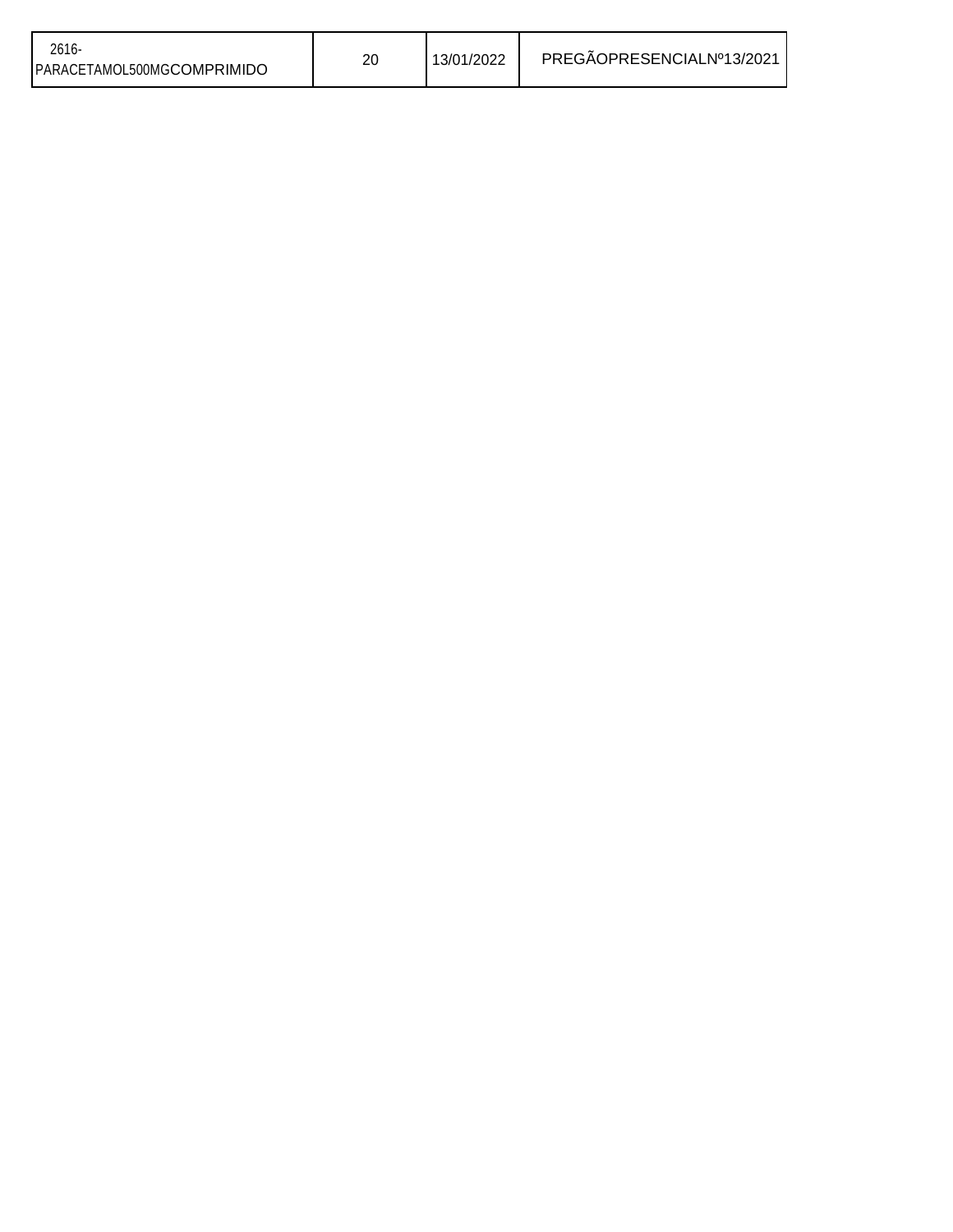| 2616-PARACETAMOL500MGCOMPRIMIDO | 20 | 13/01/2022 | PREGÃOPRESENCIALNº13/2021 |
|---|---|---|---|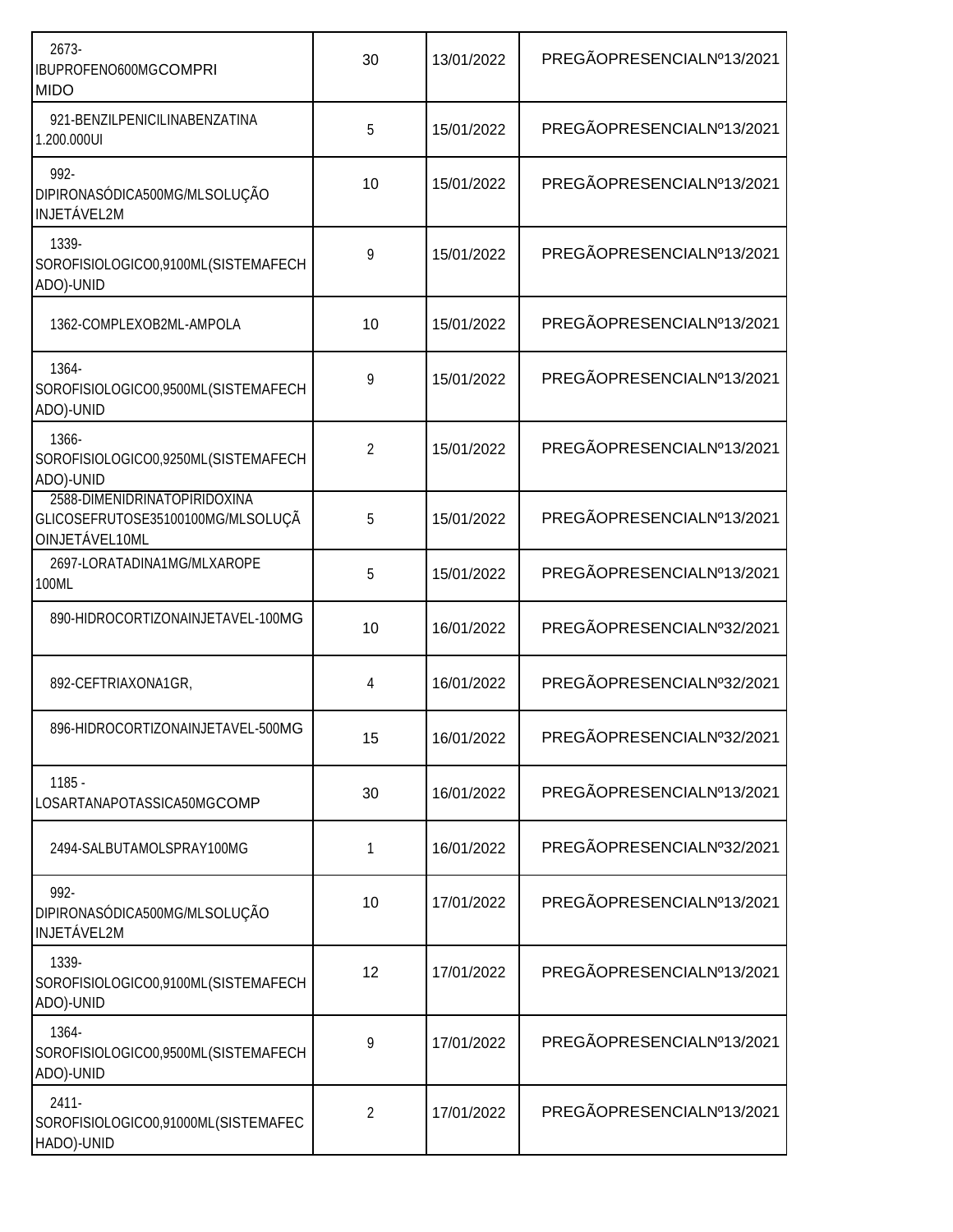| | | | |
|---|---|---|---|
| 2673-IBUPROFENO600MGCOMPRIMIDO | 30 | 13/01/2022 | PREGÃOPRESENCIALNº13/2021 |
| 921-BENZILPENICILINABENZATINA 1.200.000UI | 5 | 15/01/2022 | PREGÃOPRESENCIALNº13/2021 |
| 992-DIPIRONASÓDICA500MG/MLSOLUÇÃO INJETÁVEL2M | 10 | 15/01/2022 | PREGÃOPRESENCIALNº13/2021 |
| 1339-SOROFISIOLOGICO0,9100ML(SISTEMAFECHADO)-UNID | 9 | 15/01/2022 | PREGÃOPRESENCIALNº13/2021 |
| 1362-COMPLEXOB2ML-AMPOLA | 10 | 15/01/2022 | PREGÃOPRESENCIALNº13/2021 |
| 1364-SOROFISIOLOGICO0,9500ML(SISTEMAFECHADO)-UNID | 9 | 15/01/2022 | PREGÃOPRESENCIALNº13/2021 |
| 1366-SOROFISIOLOGICO0,9250ML(SISTEMAFECHADO)-UNID | 2 | 15/01/2022 | PREGÃOPRESENCIALNº13/2021 |
| 2588-DIMENIDRINATOPIRIDOXINA GLICOSEFRUTOSE35100100MG/MLSOLUÇÃOINJETÁVEL10ML | 5 | 15/01/2022 | PREGÃOPRESENCIALNº13/2021 |
| 2697-LORATADINA1MG/MLXAROPE 100ML | 5 | 15/01/2022 | PREGÃOPRESENCIALNº13/2021 |
| 890-HIDROCORTIZONAINJETAVEL-100MG | 10 | 16/01/2022 | PREGÃOPRESENCIALNº32/2021 |
| 892-CEFTRIAXONA1GR, | 4 | 16/01/2022 | PREGÃOPRESENCIALNº32/2021 |
| 896-HIDROCORTIZONAINJETAVEL-500MG | 15 | 16/01/2022 | PREGÃOPRESENCIALNº32/2021 |
| 1185 - LOSARTANAPOTASSICA50MGCOMP | 30 | 16/01/2022 | PREGÃOPRESENCIALNº13/2021 |
| 2494-SALBUTAMOLSPRAY100MG | 1 | 16/01/2022 | PREGÃOPRESENCIALNº32/2021 |
| 992-DIPIRONASÓDICA500MG/MLSOLUÇÃO INJETÁVEL2M | 10 | 17/01/2022 | PREGÃOPRESENCIALNº13/2021 |
| 1339-SOROFISIOLOGICO0,9100ML(SISTEMAFECHADO)-UNID | 12 | 17/01/2022 | PREGÃOPRESENCIALNº13/2021 |
| 1364-SOROFISIOLOGICO0,9500ML(SISTEMAFECHADO)-UNID | 9 | 17/01/2022 | PREGÃOPRESENCIALNº13/2021 |
| 2411-SOROFISIOLOGICO0,91000ML(SISTEMAFECHADO)-UNID | 2 | 17/01/2022 | PREGÃOPRESENCIALNº13/2021 |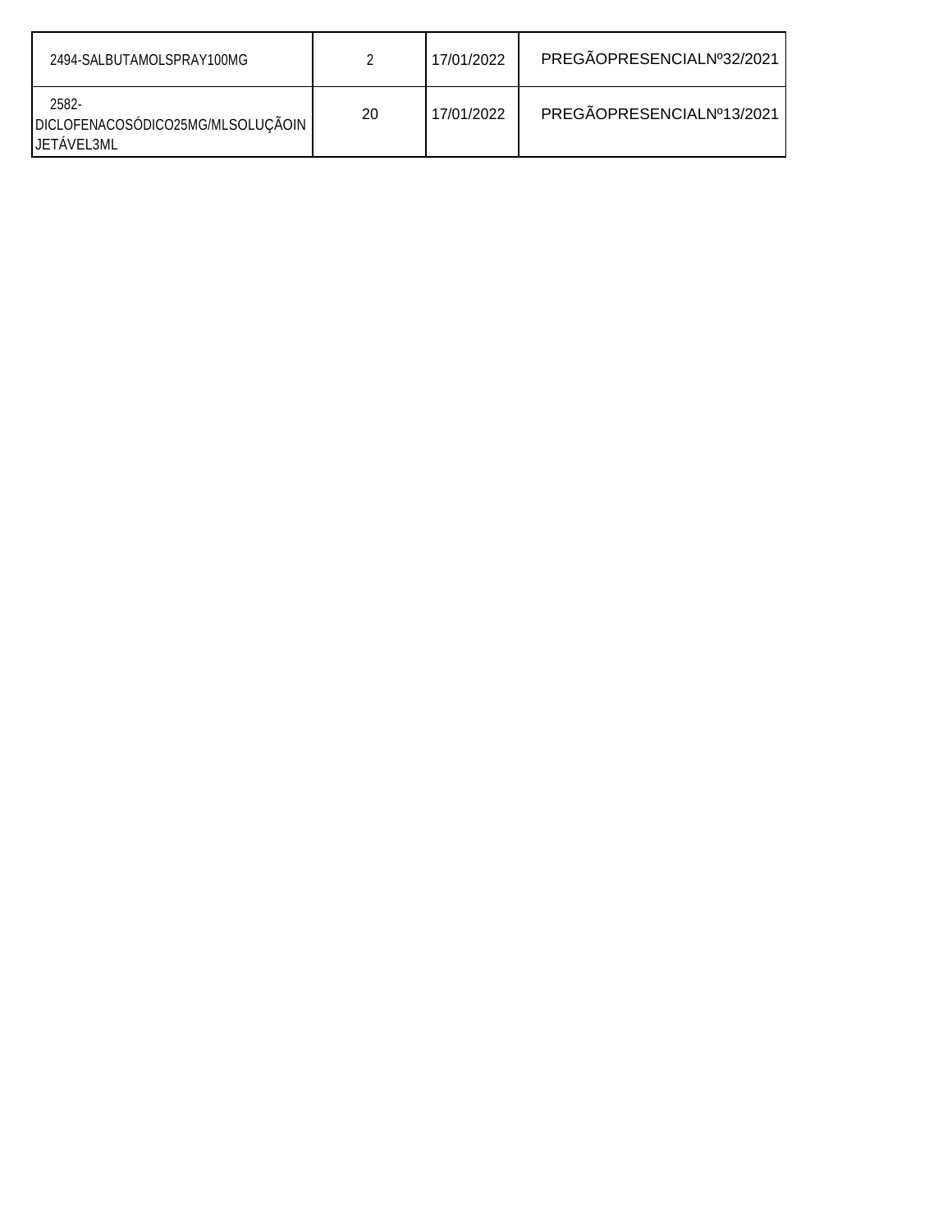| | | | |
|---|---|---|---|
| 2494-SALBUTAMOLSPRAY100MG | 2 | 17/01/2022 | PREGÃOPRESENCIALNº32/2021 |
| 2582-DICLOFENACOSÓDICO25MG/MLSOLUÇÃOINJETÁVEL3ML | 20 | 17/01/2022 | PREGÃOPRESENCIALNº13/2021 |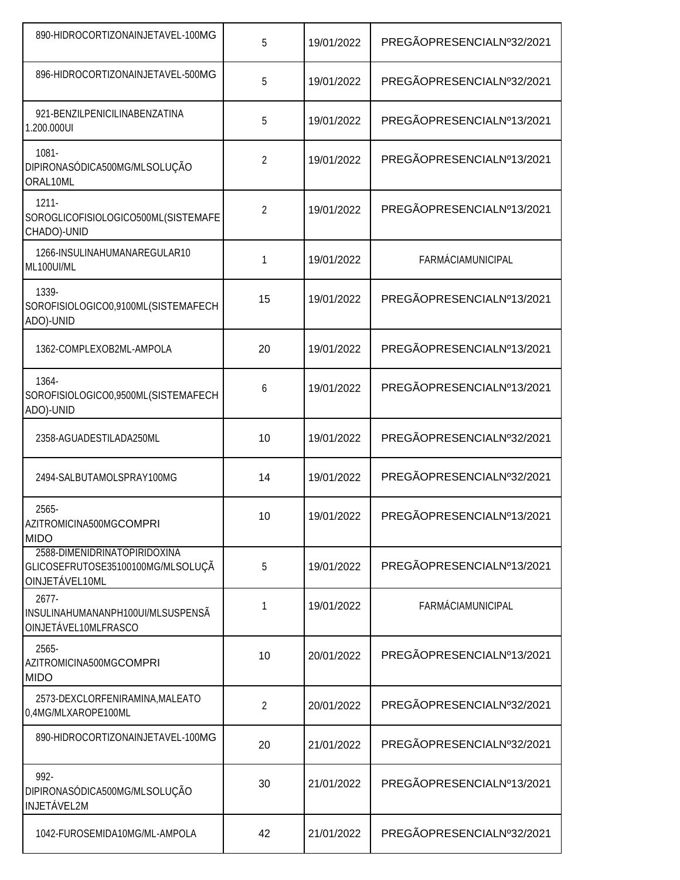| | | | |
|---|---|---|---|
| 890-HIDROCORTIZONAINJETAVEL-100MG | 5 | 19/01/2022 | PREGÃOPRESENCIALNº32/2021 |
| 896-HIDROCORTIZONAINJETAVEL-500MG | 5 | 19/01/2022 | PREGÃOPRESENCIALNº32/2021 |
| 921-BENZILPENICILINABENZATINA 1.200.000UI | 5 | 19/01/2022 | PREGÃOPRESENCIALNº13/2021 |
| 1081-DIPIRONASÓDICA500MG/MLSOLUÇÃO ORAL10ML | 2 | 19/01/2022 | PREGÃOPRESENCIALNº13/2021 |
| 1211-SOROGLICOFISIOLOGICO500ML(SISTEMAFECHADO)-UNID | 2 | 19/01/2022 | PREGÃOPRESENCIALNº13/2021 |
| 1266-INSULINAHUMANAREGULAR10 ML100UI/ML | 1 | 19/01/2022 | FARMÁCIAMUNICIPAL |
| 1339-SOROFISIOLOGICO0,9100ML(SISTEMAFECHADO)-UNID | 15 | 19/01/2022 | PREGÃOPRESENCIALNº13/2021 |
| 1362-COMPLEXOB2ML-AMPOLA | 20 | 19/01/2022 | PREGÃOPRESENCIALNº13/2021 |
| 1364-SOROFISIOLOGICO0,9500ML(SISTEMAFECHADO)-UNID | 6 | 19/01/2022 | PREGÃOPRESENCIALNº13/2021 |
| 2358-AGUADESTILADA250ML | 10 | 19/01/2022 | PREGÃOPRESENCIALNº32/2021 |
| 2494-SALBUTAMOLSPRAY100MG | 14 | 19/01/2022 | PREGÃOPRESENCIALNº32/2021 |
| 2565-AZITROMICINA500MGCOMPRIMIDO | 10 | 19/01/2022 | PREGÃOPRESENCIALNº13/2021 |
| 2588-DIMENIDRINATOPIRIDOXINA GLICOSEFRUTOSE35100100MG/MLSOLUÇÃOINJETÁVEL10ML | 5 | 19/01/2022 | PREGÃOPRESENCIALNº13/2021 |
| 2677-INSULINAHUMANANPH100UI/MLSUSPENSÃOINJETÁVEL10MLFRASCO | 1 | 19/01/2022 | FARMÁCIAMUNICIPAL |
| 2565-AZITROMICINA500MGCOMPRIMIDO | 10 | 20/01/2022 | PREGÃOPRESENCIALNº13/2021 |
| 2573-DEXCLORFENIRAMINA,MALEATO 0,4MG/MLXAROPE100ML | 2 | 20/01/2022 | PREGÃOPRESENCIALNº32/2021 |
| 890-HIDROCORTIZONAINJETAVEL-100MG | 20 | 21/01/2022 | PREGÃOPRESENCIALNº32/2021 |
| 992-DIPIRONASÓDICA500MG/MLSOLUÇÃO INJETÁVEL2M | 30 | 21/01/2022 | PREGÃOPRESENCIALNº13/2021 |
| 1042-FUROSEMIDA10MG/ML-AMPOLA | 42 | 21/01/2022 | PREGÃOPRESENCIALNº32/2021 |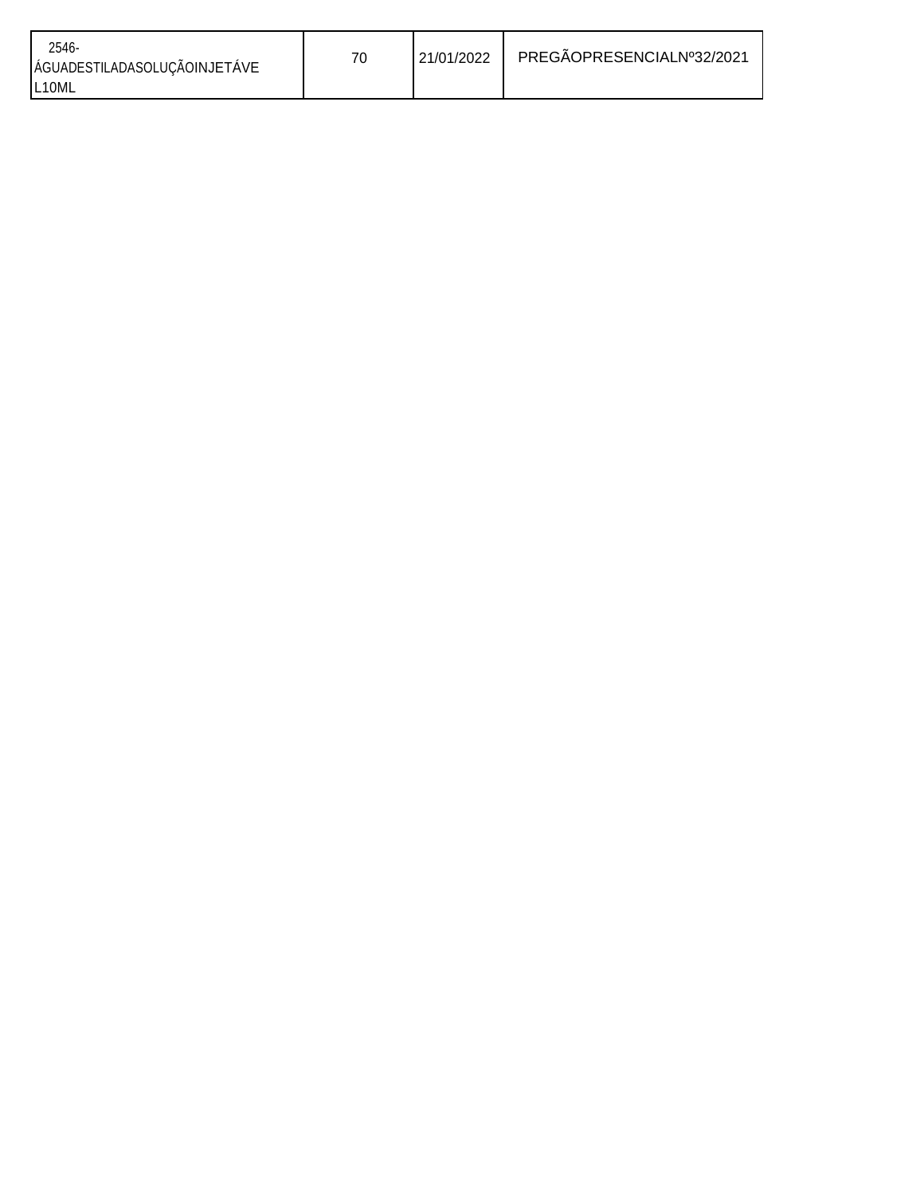| 2546-ÁGUADESTILADASOLUÇÃOINJETÁVEL10ML | 70 | 21/01/2022 | PREGÃOPRESENCIALNº32/2021 |
| --- | --- | --- | --- |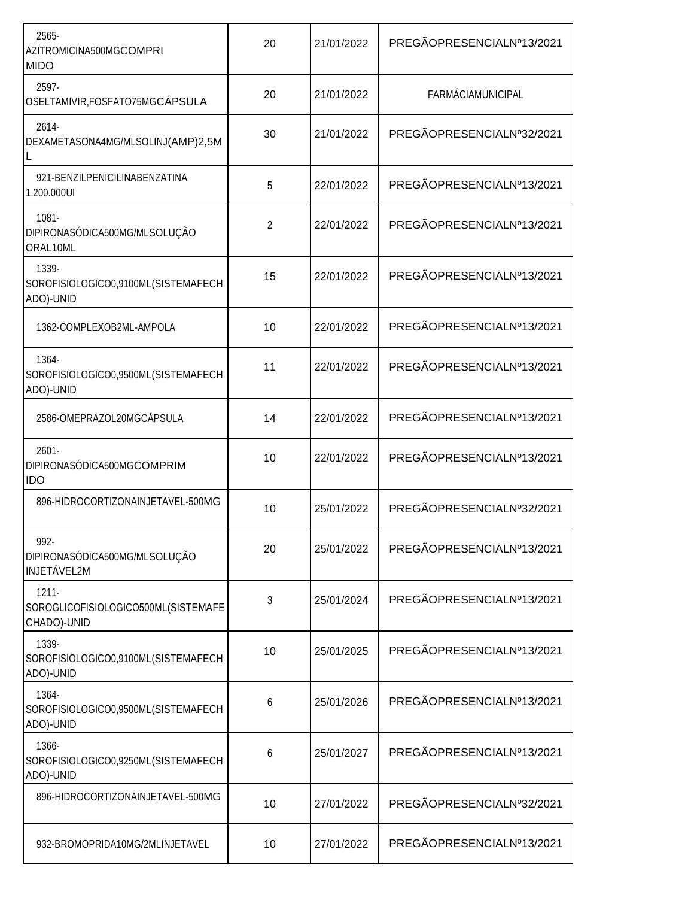| | | | |
|---|---|---|---|
| 2565-AZITROMICINA500MGCOMPRIMIDO | 20 | 21/01/2022 | PREGÃOPRESENCIALNº13/2021 |
| 2597-OSELTAMIVIR,FOSFATO75MGCÁPSULA | 20 | 21/01/2022 | FARMÁCIAMUNICIPAL |
| 2614-DEXAMETASONA4MG/MLSOLINJ(AMP)2,5ML | 30 | 21/01/2022 | PREGÃOPRESENCIALNº32/2021 |
| 921-BENZILPENICILINABENZATINA 1.200.000UI | 5 | 22/01/2022 | PREGÃOPRESENCIALNº13/2021 |
| 1081-DIPIRONASÓDICA500MG/MLSOLUÇÃO ORAL10ML | 2 | 22/01/2022 | PREGÃOPRESENCIALNº13/2021 |
| 1339-SOROFISIOLOGICO0,9100ML(SISTEMAFECHADO)-UNID | 15 | 22/01/2022 | PREGÃOPRESENCIALNº13/2021 |
| 1362-COMPLEXOB2ML-AMPOLA | 10 | 22/01/2022 | PREGÃOPRESENCIALNº13/2021 |
| 1364-SOROFISIOLOGICO0,9500ML(SISTEMAFECHADO)-UNID | 11 | 22/01/2022 | PREGÃOPRESENCIALNº13/2021 |
| 2586-OMEPRAZOL20MGCÁPSULA | 14 | 22/01/2022 | PREGÃOPRESENCIALNº13/2021 |
| 2601-DIPIRONASÓDICA500MGCOMPRIMIDO | 10 | 22/01/2022 | PREGÃOPRESENCIALNº13/2021 |
| 896-HIDROCORTIZONAINJETAVEL-500MG | 10 | 25/01/2022 | PREGÃOPRESENCIALNº32/2021 |
| 992-DIPIRONASÓDICA500MG/MLSOLUÇÃO INJETÁVEL2M | 20 | 25/01/2022 | PREGÃOPRESENCIALNº13/2021 |
| 1211-SOROGLICOFISIOLOGICO500ML(SISTEMAFECHADO)-UNID | 3 | 25/01/2024 | PREGÃOPRESENCIALNº13/2021 |
| 1339-SOROFISIOLOGICO0,9100ML(SISTEMAFECHADO)-UNID | 10 | 25/01/2025 | PREGÃOPRESENCIALNº13/2021 |
| 1364-SOROFISIOLOGICO0,9500ML(SISTEMAFECHADO)-UNID | 6 | 25/01/2026 | PREGÃOPRESENCIALNº13/2021 |
| 1366-SOROFISIOLOGICO0,9250ML(SISTEMAFECHADO)-UNID | 6 | 25/01/2027 | PREGÃOPRESENCIALNº13/2021 |
| 896-HIDROCORTIZONAINJETAVEL-500MG | 10 | 27/01/2022 | PREGÃOPRESENCIALNº32/2021 |
| 932-BROMOPRIDA10MG/2MLINJETAVEL | 10 | 27/01/2022 | PREGÃOPRESENCIALNº13/2021 |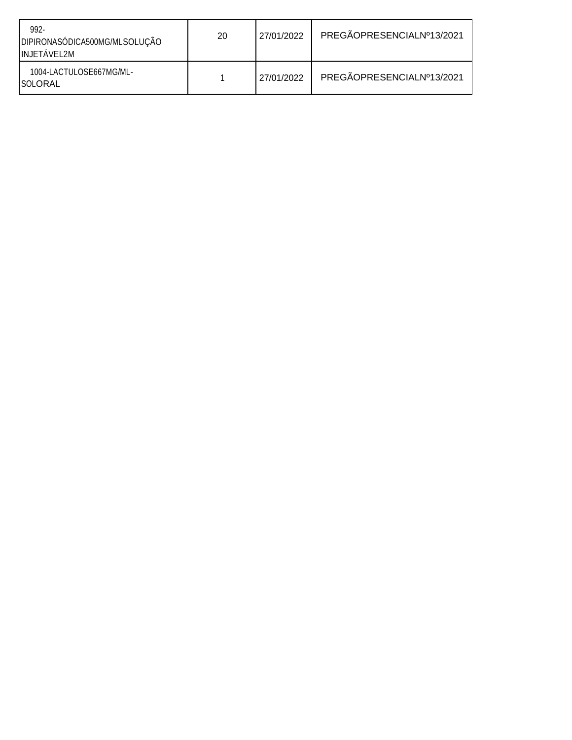| | | | |
|---|---|---|---|
| 992-DIPIRONASÓDICA500MG/MLSOLUÇÃO INJETÁVEL2M | 20 | 27/01/2022 | PREGÃOPRESENCIALNº13/2021 |
| 1004-LACTULOSE667MG/ML-SOLORAL | 1 | 27/01/2022 | PREGÃOPRESENCIALNº13/2021 |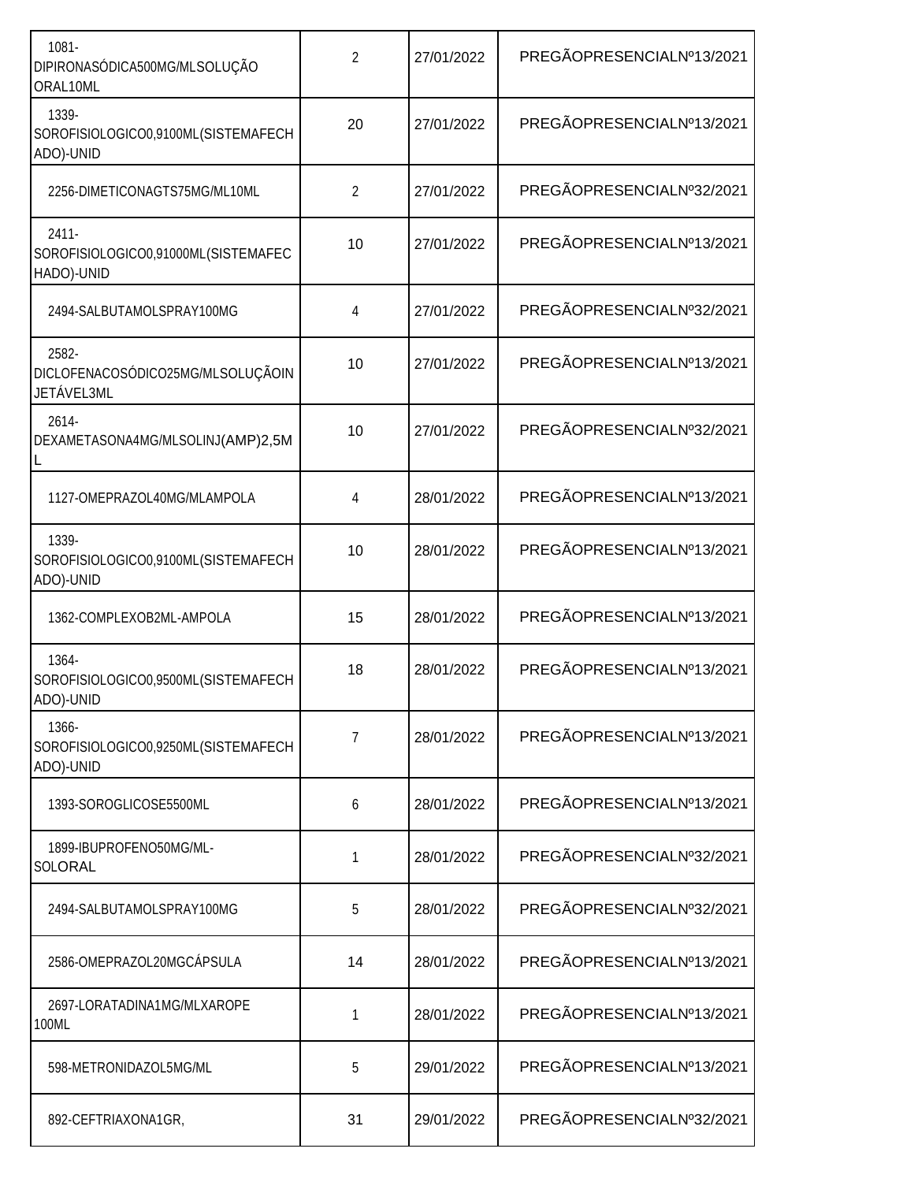| | | | |
|---|---|---|---|
| 1081-DIPIRONASÓDICA500MG/MLSOLUÇÃO ORAL10ML | 2 | 27/01/2022 | PREGÃOPRESENCIALNº13/2021 |
| 1339-SOROFISIOLOGICO0,9100ML(SISTEMAFECHADO)-UNID | 20 | 27/01/2022 | PREGÃOPRESENCIALNº13/2021 |
| 2256-DIMETICONAGTS75MG/ML10ML | 2 | 27/01/2022 | PREGÃOPRESENCIALNº32/2021 |
| 2411-SOROFISIOLOGICO0,91000ML(SISTEMAFECHADO)-UNID | 10 | 27/01/2022 | PREGÃOPRESENCIALNº13/2021 |
| 2494-SALBUTAMOLSPRAY100MG | 4 | 27/01/2022 | PREGÃOPRESENCIALNº32/2021 |
| 2582-DICLOFENACOSÓDICO25MG/MLSOLUÇÃOINJETÁVEL3ML | 10 | 27/01/2022 | PREGÃOPRESENCIALNº13/2021 |
| 2614-DEXAMETASONA4MG/MLSOLINJ(AMP)2,5ML | 10 | 27/01/2022 | PREGÃOPRESENCIALNº32/2021 |
| 1127-OMEPRAZOL40MG/MLAMPOLA | 4 | 28/01/2022 | PREGÃOPRESENCIALNº13/2021 |
| 1339-SOROFISIOLOGICO0,9100ML(SISTEMAFECHADO)-UNID | 10 | 28/01/2022 | PREGÃOPRESENCIALNº13/2021 |
| 1362-COMPLEXOB2ML-AMPOLA | 15 | 28/01/2022 | PREGÃOPRESENCIALNº13/2021 |
| 1364-SOROFISIOLOGICO0,9500ML(SISTEMAFECHADO)-UNID | 18 | 28/01/2022 | PREGÃOPRESENCIALNº13/2021 |
| 1366-SOROFISIOLOGICO0,9250ML(SISTEMAFECHADO)-UNID | 7 | 28/01/2022 | PREGÃOPRESENCIALNº13/2021 |
| 1393-SOROGLICOSE5500ML | 6 | 28/01/2022 | PREGÃOPRESENCIALNº13/2021 |
| 1899-IBUPROFENO50MG/ML-SOLORAL | 1 | 28/01/2022 | PREGÃOPRESENCIALNº32/2021 |
| 2494-SALBUTAMOLSPRAY100MG | 5 | 28/01/2022 | PREGÃOPRESENCIALNº32/2021 |
| 2586-OMEPRAZOL20MGCÁPSULA | 14 | 28/01/2022 | PREGÃOPRESENCIALNº13/2021 |
| 2697-LORATADINA1MG/MLXAROPE 100ML | 1 | 28/01/2022 | PREGÃOPRESENCIALNº13/2021 |
| 598-METRONIDAZOL5MG/ML | 5 | 29/01/2022 | PREGÃOPRESENCIALNº13/2021 |
| 892-CEFTRIAXONA1GR, | 31 | 29/01/2022 | PREGÃOPRESENCIALNº32/2021 |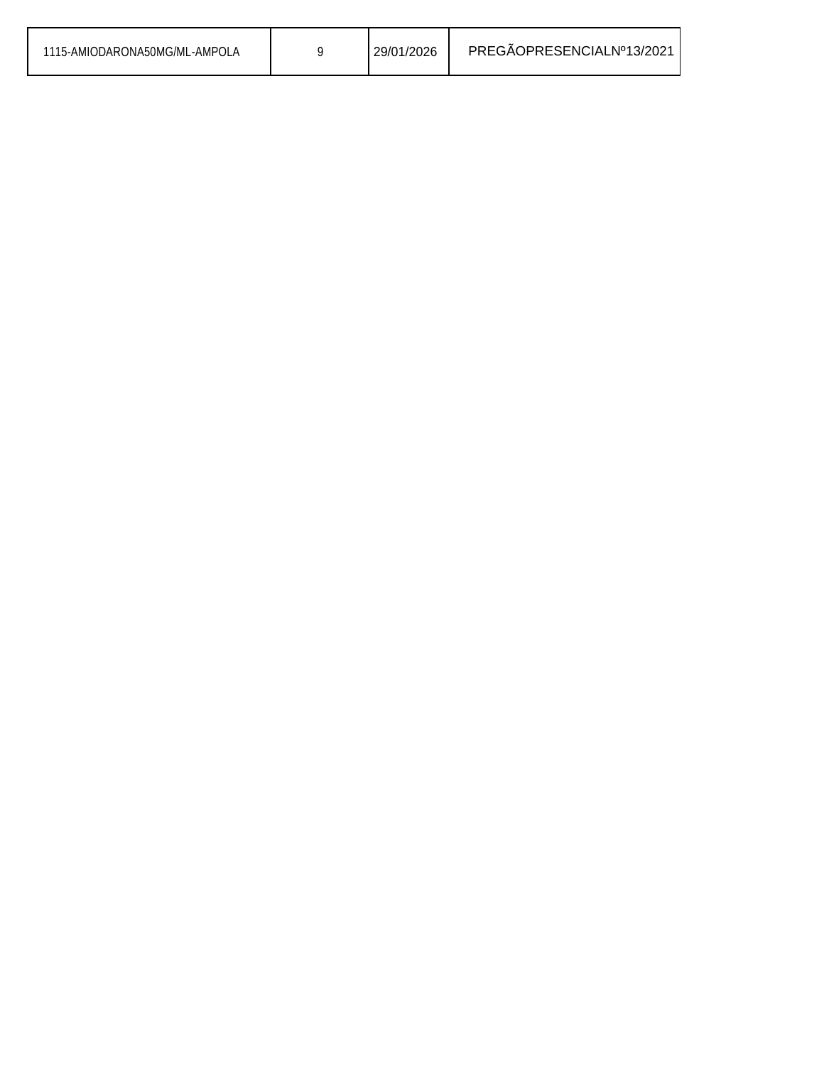| 1115-AMIODARONA50MG/ML-AMPOLA | 9 | 29/01/2026 | PREGÃOPRESENCIALNº13/2021 |
|---|---|---|---|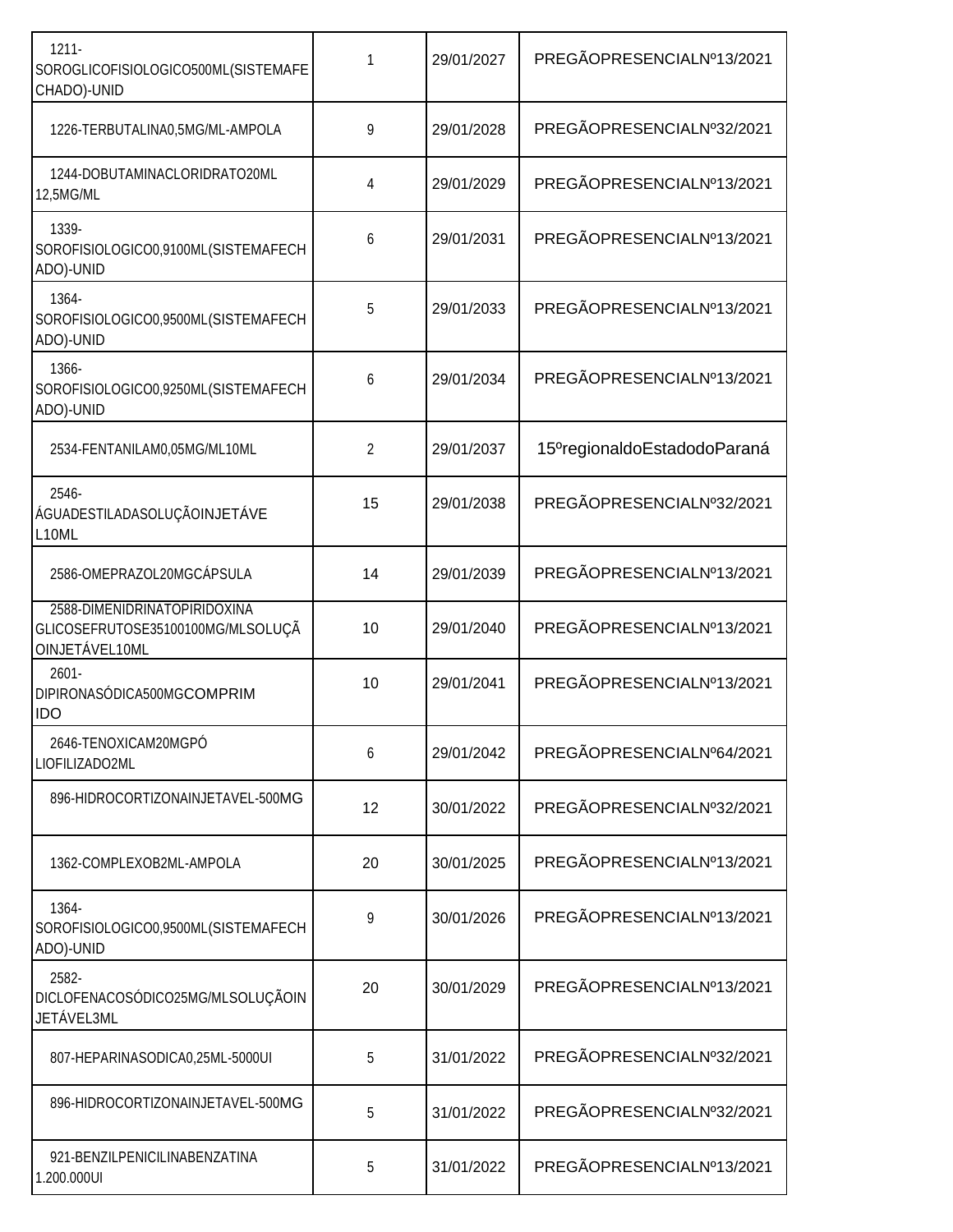| | | | |
|---|---|---|---|
| 1211-SOROGLICOFISIOLOGICO500ML(SISTEMAFECHADO)-UNID | 1 | 29/01/2027 | PREGÃOPRESENCIALNº13/2021 |
| 1226-TERBUTALINA0,5MG/ML-AMPOLA | 9 | 29/01/2028 | PREGÃOPRESENCIALNº32/2021 |
| 1244-DOBUTAMINACLORIDRATO20ML 12,5MG/ML | 4 | 29/01/2029 | PREGÃOPRESENCIALNº13/2021 |
| 1339-SOROFISIOLOGICO0,9100ML(SISTEMAFECHADO)-UNID | 6 | 29/01/2031 | PREGÃOPRESENCIALNº13/2021 |
| 1364-SOROFISIOLOGICO0,9500ML(SISTEMAFECHADO)-UNID | 5 | 29/01/2033 | PREGÃOPRESENCIALNº13/2021 |
| 1366-SOROFISIOLOGICO0,9250ML(SISTEMAFECHADO)-UNID | 6 | 29/01/2034 | PREGÃOPRESENCIALNº13/2021 |
| 2534-FENTANILAM0,05MG/ML10ML | 2 | 29/01/2037 | 15ºregionaldoEstadodoParaná |
| 2546-ÁGUADESTILADASOLUÇÃOINJETÁVEL10ML | 15 | 29/01/2038 | PREGÃOPRESENCIALNº32/2021 |
| 2586-OMEPRAZOL20MGCÁPSULA | 14 | 29/01/2039 | PREGÃOPRESENCIALNº13/2021 |
| 2588-DIMENIDRINATOPIRIDOXINA GLICOSEFRUTOSE35100100MG/MLSOLUÇÃOINJETÁVEL10ML | 10 | 29/01/2040 | PREGÃOPRESENCIALNº13/2021 |
| 2601-DIPIRONASÓDICA500MGCOMPRIMIDO | 10 | 29/01/2041 | PREGÃOPRESENCIALNº13/2021 |
| 2646-TENOXICAM20MGPÓ LIOFILIZADO2ML | 6 | 29/01/2042 | PREGÃOPRESENCIALNº64/2021 |
| 896-HIDROCORTIZONAINJETAVEL-500MG | 12 | 30/01/2022 | PREGÃOPRESENCIALNº32/2021 |
| 1362-COMPLEXOB2ML-AMPOLA | 20 | 30/01/2025 | PREGÃOPRESENCIALNº13/2021 |
| 1364-SOROFISIOLOGICO0,9500ML(SISTEMAFECHADO)-UNID | 9 | 30/01/2026 | PREGÃOPRESENCIALNº13/2021 |
| 2582-DICLOFENACOSÓDICO25MG/MLSOLUÇÃOINJETÁVEL3ML | 20 | 30/01/2029 | PREGÃOPRESENCIALNº13/2021 |
| 807-HEPARINASODICA0,25ML-5000UI | 5 | 31/01/2022 | PREGÃOPRESENCIALNº32/2021 |
| 896-HIDROCORTIZONAINJETAVEL-500MG | 5 | 31/01/2022 | PREGÃOPRESENCIALNº32/2021 |
| 921-BENZILPENICILINABENZATINA 1.200.000UI | 5 | 31/01/2022 | PREGÃOPRESENCIALNº13/2021 |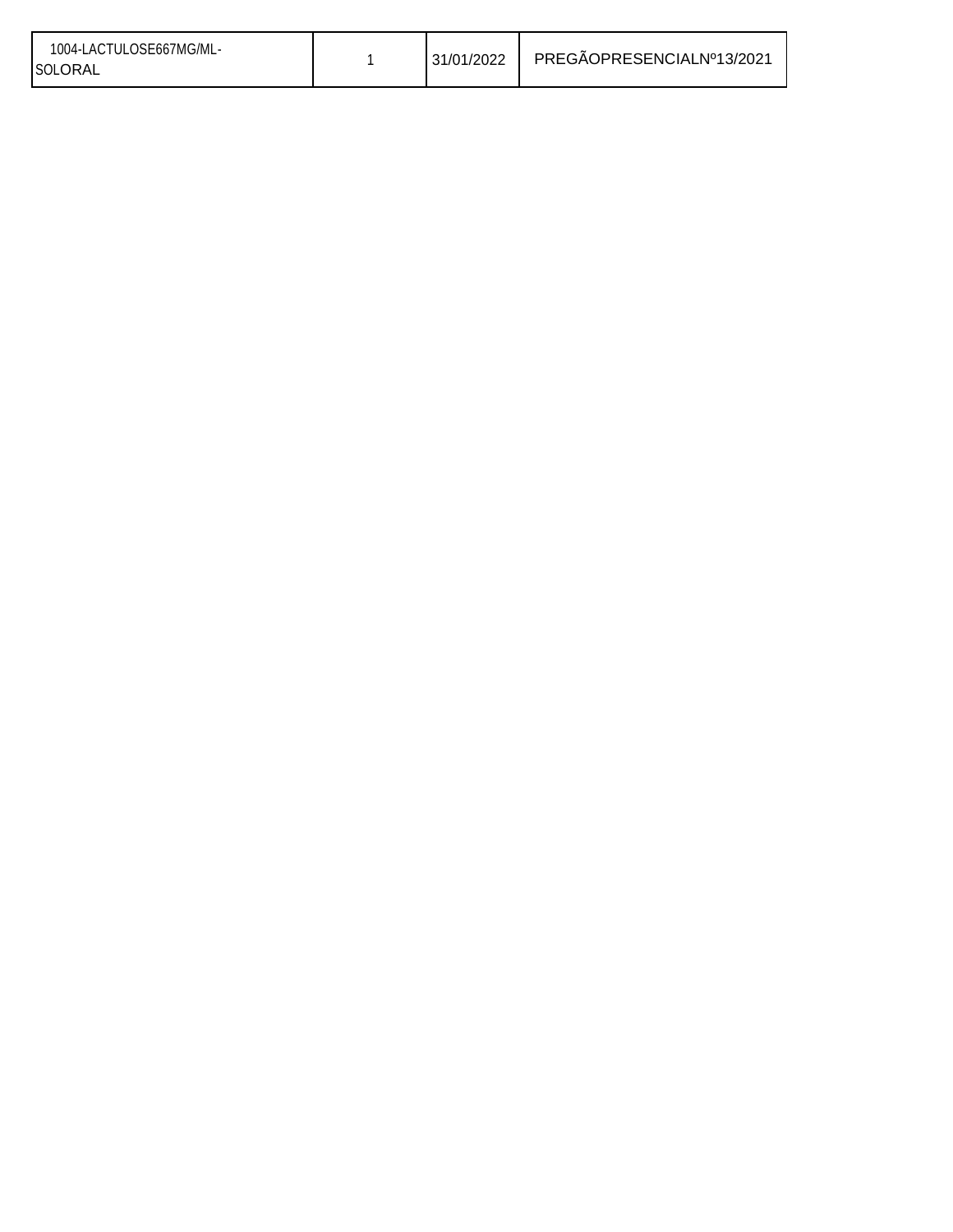| 1004-LACTULOSE667MG/ML-SOLORAL | 1 | 31/01/2022 | PREGÃOPRESENCIALNº13/2021 |
|---|---|---|---|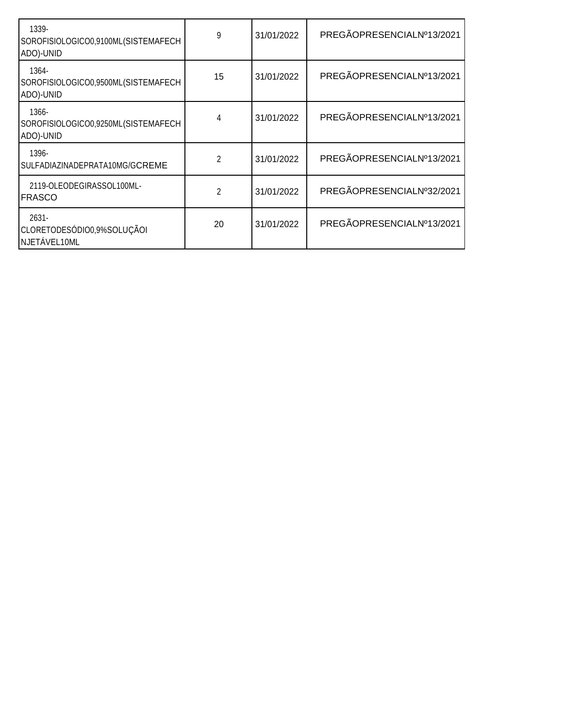| | | | |
|---|---|---|---|
| 1339-SOROFISIOLOGICO0,9100ML(SISTEMAFECHADO)-UNID | 9 | 31/01/2022 | PREGÃOPRESENCIALNº13/2021 |
| 1364-SOROFISIOLOGICO0,9500ML(SISTEMAFECHADO)-UNID | 15 | 31/01/2022 | PREGÃOPRESENCIALNº13/2021 |
| 1366-SOROFISIOLOGICO0,9250ML(SISTEMAFECHADO)-UNID | 4 | 31/01/2022 | PREGÃOPRESENCIALNº13/2021 |
| 1396-SULFADIAZINADEPRATA10MG/GCREME | 2 | 31/01/2022 | PREGÃOPRESENCIALNº13/2021 |
| 2119-OLEODEGIRASSOL100ML-FRASCO | 2 | 31/01/2022 | PREGÃOPRESENCIALNº32/2021 |
| 2631-CLORETODESÓDIO0,9%SOLUÇÃOINJETÁVEL10ML | 20 | 31/01/2022 | PREGÃOPRESENCIALNº13/2021 |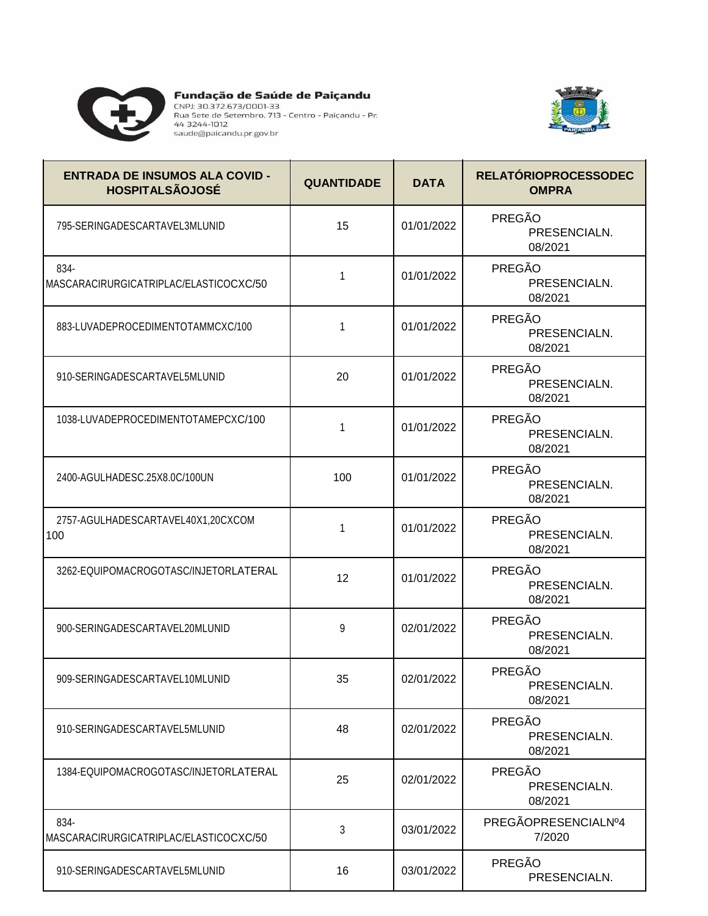**Fundação de Saúde de Paiçandu**
CNPJ: 30.372.673/0001-33
Rua Sete de Setembro, 713 - Centro - Paiçandu - Pr.
44 3244-1012
saude@paicandu.pr.gov.br

| ENTRADA DE INSUMOS ALA COVID - HOSPITALSÃOJOSÉ | QUANTIDADE | DATA | RELATÓRIOPROCESSODECOMPRA |
|---|---|---|---|
| 795-SERINGADESCARTAVEL3MLUNID | 15 | 01/01/2022 | PREGÃO PRESENCIALN. 08/2021 |
| 834-MASCARACIRURGICATRIPLAC/ELASTICOCXC/50 | 1 | 01/01/2022 | PREGÃO PRESENCIALN. 08/2021 |
| 883-LUVADEPROCEDIMENTOTAMMCXC/100 | 1 | 01/01/2022 | PREGÃO PRESENCIALN. 08/2021 |
| 910-SERINGADESCARTAVEL5MLUNID | 20 | 01/01/2022 | PREGÃO PRESENCIALN. 08/2021 |
| 1038-LUVADEPROCEDIMENTOTAMEPCXC/100 | 1 | 01/01/2022 | PREGÃO PRESENCIALN. 08/2021 |
| 2400-AGULHADESC.25X8.0C/100UN | 100 | 01/01/2022 | PREGÃO PRESENCIALN. 08/2021 |
| 2757-AGULHADESCARTAVEL40X1,20CXCOM 100 | 1 | 01/01/2022 | PREGÃO PRESENCIALN. 08/2021 |
| 3262-EQUIPOMACROGOTASC/INJETORLATERAL | 12 | 01/01/2022 | PREGÃO PRESENCIALN. 08/2021 |
| 900-SERINGADESCARTAVEL20MLUNID | 9 | 02/01/2022 | PREGÃO PRESENCIALN. 08/2021 |
| 909-SERINGADESCARTAVEL10MLUNID | 35 | 02/01/2022 | PREGÃO PRESENCIALN. 08/2021 |
| 910-SERINGADESCARTAVEL5MLUNID | 48 | 02/01/2022 | PREGÃO PRESENCIALN. 08/2021 |
| 1384-EQUIPOMACROGOTASC/INJETORLATERAL | 25 | 02/01/2022 | PREGÃO PRESENCIALN. 08/2021 |
| 834-MASCARACIRURGICATRIPLAC/ELASTICOCXC/50 | 3 | 03/01/2022 | PREGÃOPRESENCIALNº47/2020 |
| 910-SERINGADESCARTAVEL5MLUNID | 16 | 03/01/2022 | PREGÃO PRESENCIALN. |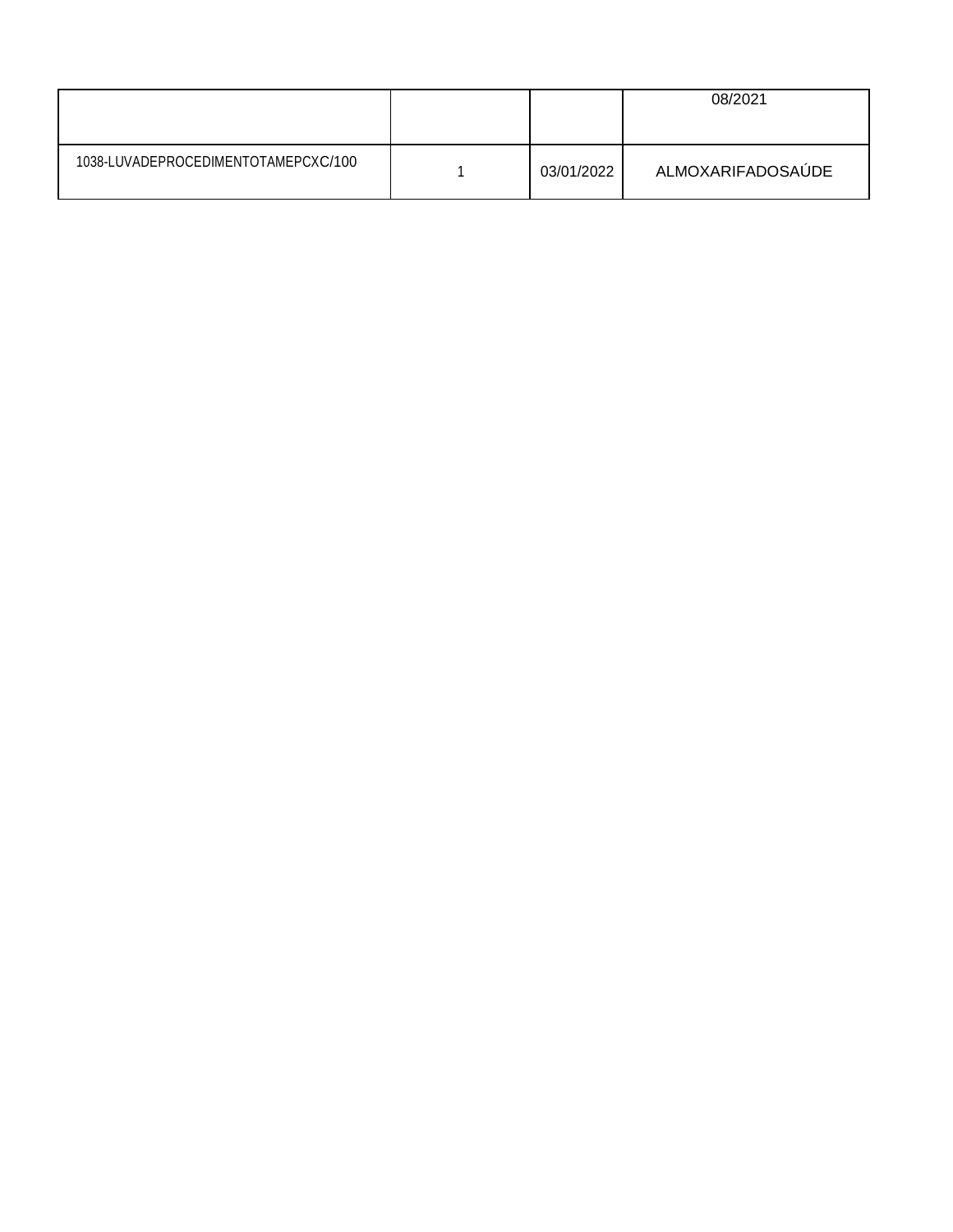| | | | |
|---|---|---|---|
| | | | 08/2021 |
| 1038-LUVADEPROCEDIMENTOTAMEPCXC/100 | 1 | 03/01/2022 | ALMOXARIFADOSAÚDE |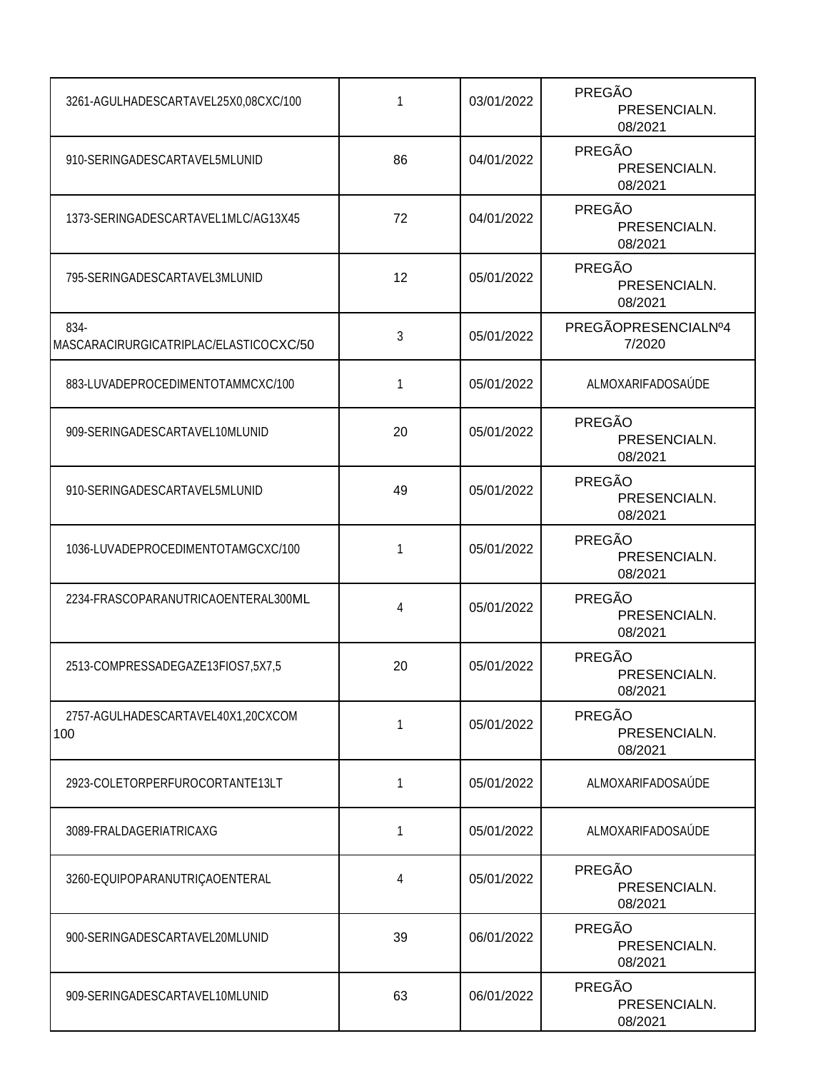| | | | |
|---|---|---|---|
| 3261-AGULHADESCARTAVEL25X0,08CXC/100 | 1 | 03/01/2022 | PREGÃO PRESENCIALN. 08/2021 |
| 910-SERINGADESCARTAVEL5MLUNID | 86 | 04/01/2022 | PREGÃO PRESENCIALN. 08/2021 |
| 1373-SERINGADESCARTAVEL1MLC/AG13X45 | 72 | 04/01/2022 | PREGÃO PRESENCIALN. 08/2021 |
| 795-SERINGADESCARTAVEL3MLUNID | 12 | 05/01/2022 | PREGÃO PRESENCIALN. 08/2021 |
| 834-MASCARACIRURGICATRIPLAC/ELASTICOCXC/50 | 3 | 05/01/2022 | PREGÃOPRESENCIALNº47/2020 |
| 883-LUVADEPROCEDIMENTOTAMMCXC/100 | 1 | 05/01/2022 | ALMOXARIFADOSAÚDE |
| 909-SERINGADESCARTAVEL10MLUNID | 20 | 05/01/2022 | PREGÃO PRESENCIALN. 08/2021 |
| 910-SERINGADESCARTAVEL5MLUNID | 49 | 05/01/2022 | PREGÃO PRESENCIALN. 08/2021 |
| 1036-LUVADEPROCEDIMENTOTAMGCXC/100 | 1 | 05/01/2022 | PREGÃO PRESENCIALN. 08/2021 |
| 2234-FRASCOPARANUTRICAOENTERAL300ML | 4 | 05/01/2022 | PREGÃO PRESENCIALN. 08/2021 |
| 2513-COMPRESSADEGAZE13FIOS7,5X7,5 | 20 | 05/01/2022 | PREGÃO PRESENCIALN. 08/2021 |
| 2757-AGULHADESCARTAVEL40X1,20CXCOM 100 | 1 | 05/01/2022 | PREGÃO PRESENCIALN. 08/2021 |
| 2923-COLETORPERFUROCORTANTE13LT | 1 | 05/01/2022 | ALMOXARIFADOSAÚDE |
| 3089-FRALDAGERIATRICAXG | 1 | 05/01/2022 | ALMOXARIFADOSAÚDE |
| 3260-EQUIPOPARANUTRIÇAOENTERAL | 4 | 05/01/2022 | PREGÃO PRESENCIALN. 08/2021 |
| 900-SERINGADESCARTAVEL20MLUNID | 39 | 06/01/2022 | PREGÃO PRESENCIALN. 08/2021 |
| 909-SERINGADESCARTAVEL10MLUNID | 63 | 06/01/2022 | PREGÃO PRESENCIALN. 08/2021 |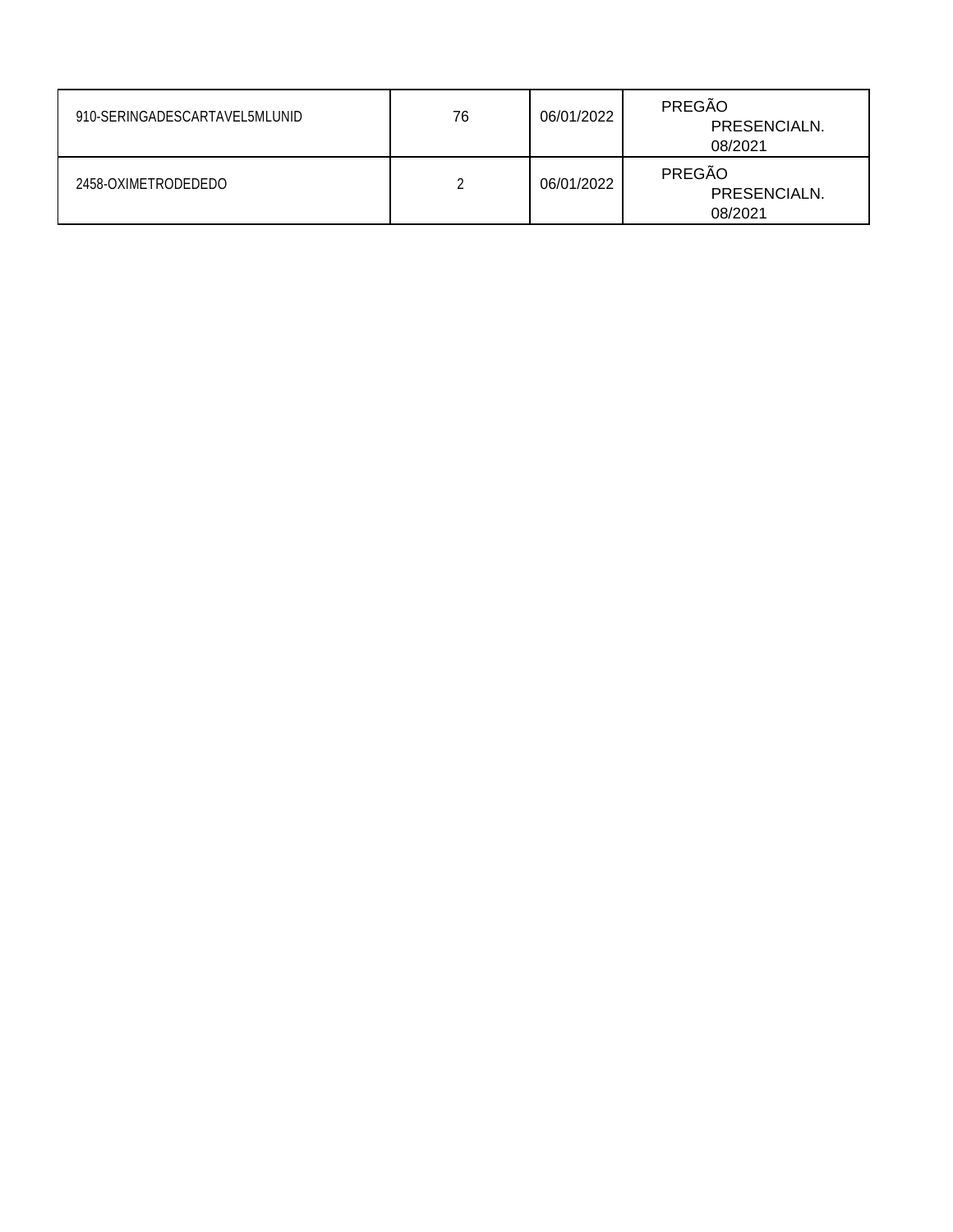|  |  |  |  |
|---|---|---|---|
| 910-SERINGADESCARTAVEL5MLUNID | 76 | 06/01/2022 | PREGÃO PRESENCIALN. 08/2021 |
| 2458-OXIMETRODEDEDO | 2 | 06/01/2022 | PREGÃO PRESENCIALN. 08/2021 |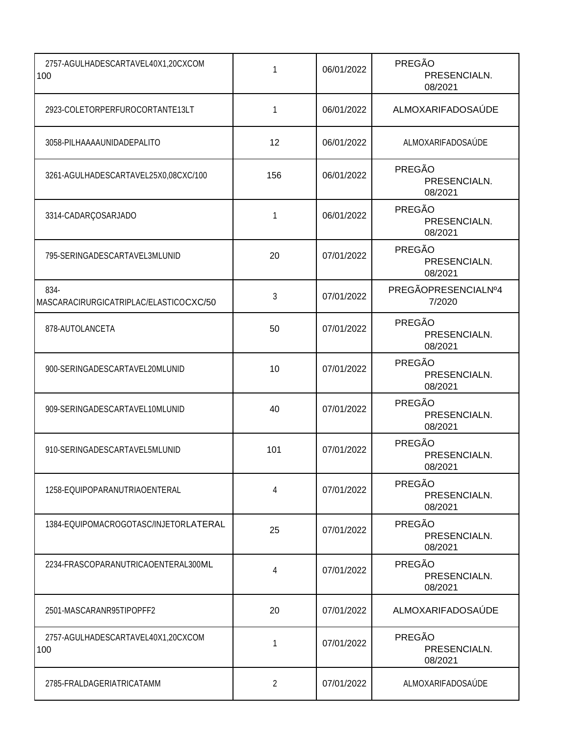| | | | |
|---|---|---|---|
| 2757-AGULHADESCARTAVEL40X1,20CXCOM 100 | 1 | 06/01/2022 | PREGÃO PRESENCIALN. 08/2021 |
| 2923-COLETORPERFUROCORTANTE13LT | 1 | 06/01/2022 | ALMOXARIFADOSAÚDE |
| 3058-PILHAAAAUNIDADEPALITO | 12 | 06/01/2022 | ALMOXARIFADOSAÚDE |
| 3261-AGULHADESCARTAVEL25X0,08CXC/100 | 156 | 06/01/2022 | PREGÃO PRESENCIALN. 08/2021 |
| 3314-CADARÇOSARJADO | 1 | 06/01/2022 | PREGÃO PRESENCIALN. 08/2021 |
| 795-SERINGADESCARTAVEL3MLUNID | 20 | 07/01/2022 | PREGÃO PRESENCIALN. 08/2021 |
| 834-MASCARACIRURGICATRIPLAC/ELASTICOCXC/50 | 3 | 07/01/2022 | PREGÃOPRESENCIALNº47/2020 |
| 878-AUTOLANCETA | 50 | 07/01/2022 | PREGÃO PRESENCIALN. 08/2021 |
| 900-SERINGADESCARTAVEL20MLUNID | 10 | 07/01/2022 | PREGÃO PRESENCIALN. 08/2021 |
| 909-SERINGADESCARTAVEL10MLUNID | 40 | 07/01/2022 | PREGÃO PRESENCIALN. 08/2021 |
| 910-SERINGADESCARTAVEL5MLUNID | 101 | 07/01/2022 | PREGÃO PRESENCIALN. 08/2021 |
| 1258-EQUIPOPARANUTRIAOENTERAL | 4 | 07/01/2022 | PREGÃO PRESENCIALN. 08/2021 |
| 1384-EQUIPOMACROGOTASC/INJETORLATERAL | 25 | 07/01/2022 | PREGÃO PRESENCIALN. 08/2021 |
| 2234-FRASCOPARANUTRICAOENTERAL300ML | 4 | 07/01/2022 | PREGÃO PRESENCIALN. 08/2021 |
| 2501-MASCARANR95TIPOPFF2 | 20 | 07/01/2022 | ALMOXARIFADOSAÚDE |
| 2757-AGULHADESCARTAVEL40X1,20CXCOM 100 | 1 | 07/01/2022 | PREGÃO PRESENCIALN. 08/2021 |
| 2785-FRALDAGERIATRICATAMM | 2 | 07/01/2022 | ALMOXARIFADOSAÚDE |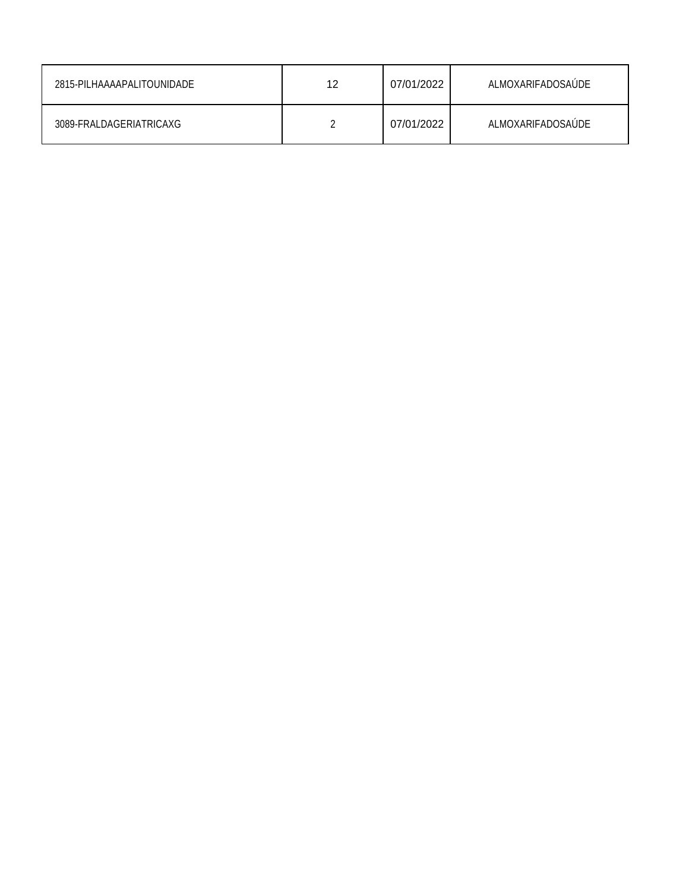| | | | |
|---|---|---|---|
| 2815-PILHAAAAPALITOUNIDADE | 12 | 07/01/2022 | ALMOXARIFADOSAÚDE |
| 3089-FRALDAGERIATRICAXG | 2 | 07/01/2022 | ALMOXARIFADOSAÚDE |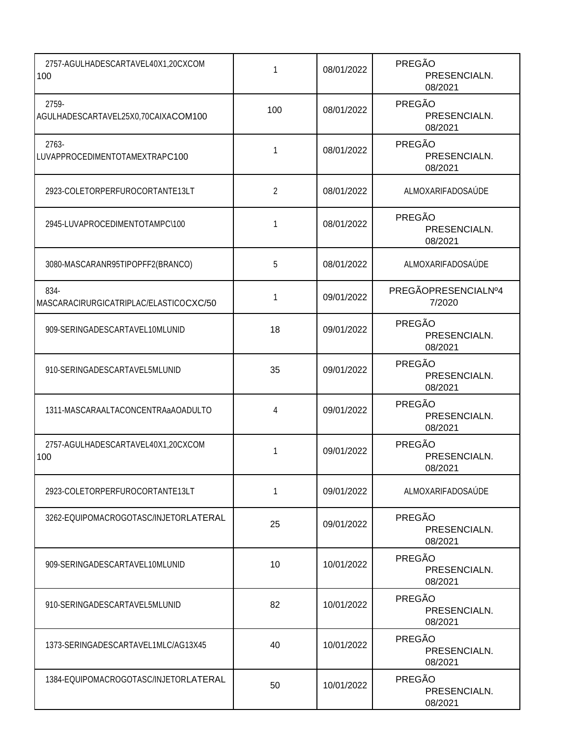| | | | |
|---|---|---|---|
| 2757-AGULHADESCARTAVEL40X1,20CXCOM 100 | 1 | 08/01/2022 | PREGÃO PRESENCIALN. 08/2021 |
| 2759-AGULHADESCARTAVEL25X0,70CAIXACOM100 | 100 | 08/01/2022 | PREGÃO PRESENCIALN. 08/2021 |
| 2763-LUVAPPROCEDIMENTOTAMEXTRAPC100 | 1 | 08/01/2022 | PREGÃO PRESENCIALN. 08/2021 |
| 2923-COLETORPERFUROCORTANTE13LT | 2 | 08/01/2022 | ALMOXARIFADOSAÚDE |
| 2945-LUVAPROCEDIMENTOTAMPC\100 | 1 | 08/01/2022 | PREGÃO PRESENCIALN. 08/2021 |
| 3080-MASCARANR95TIPOPFF2(BRANCO) | 5 | 08/01/2022 | ALMOXARIFADOSAÚDE |
| 834-MASCARACIRURGICATRIPLAC/ELASTICOCXC/50 | 1 | 09/01/2022 | PREGÃOPRESENCIALNº4 7/2020 |
| 909-SERINGADESCARTAVEL10MLUNID | 18 | 09/01/2022 | PREGÃO PRESENCIALN. 08/2021 |
| 910-SERINGADESCARTAVEL5MLUNID | 35 | 09/01/2022 | PREGÃO PRESENCIALN. 08/2021 |
| 1311-MASCARAALTACONCENTRAaAOADULTO | 4 | 09/01/2022 | PREGÃO PRESENCIALN. 08/2021 |
| 2757-AGULHADESCARTAVEL40X1,20CXCOM 100 | 1 | 09/01/2022 | PREGÃO PRESENCIALN. 08/2021 |
| 2923-COLETORPERFUROCORTANTE13LT | 1 | 09/01/2022 | ALMOXARIFADOSAÚDE |
| 3262-EQUIPOMACROGOTASC/INJETORLATERAL | 25 | 09/01/2022 | PREGÃO PRESENCIALN. 08/2021 |
| 909-SERINGADESCARTAVEL10MLUNID | 10 | 10/01/2022 | PREGÃO PRESENCIALN. 08/2021 |
| 910-SERINGADESCARTAVEL5MLUNID | 82 | 10/01/2022 | PREGÃO PRESENCIALN. 08/2021 |
| 1373-SERINGADESCARTAVEL1MLC/AG13X45 | 40 | 10/01/2022 | PREGÃO PRESENCIALN. 08/2021 |
| 1384-EQUIPOMACROGOTASC/INJETORLATERAL | 50 | 10/01/2022 | PREGÃO PRESENCIALN. 08/2021 |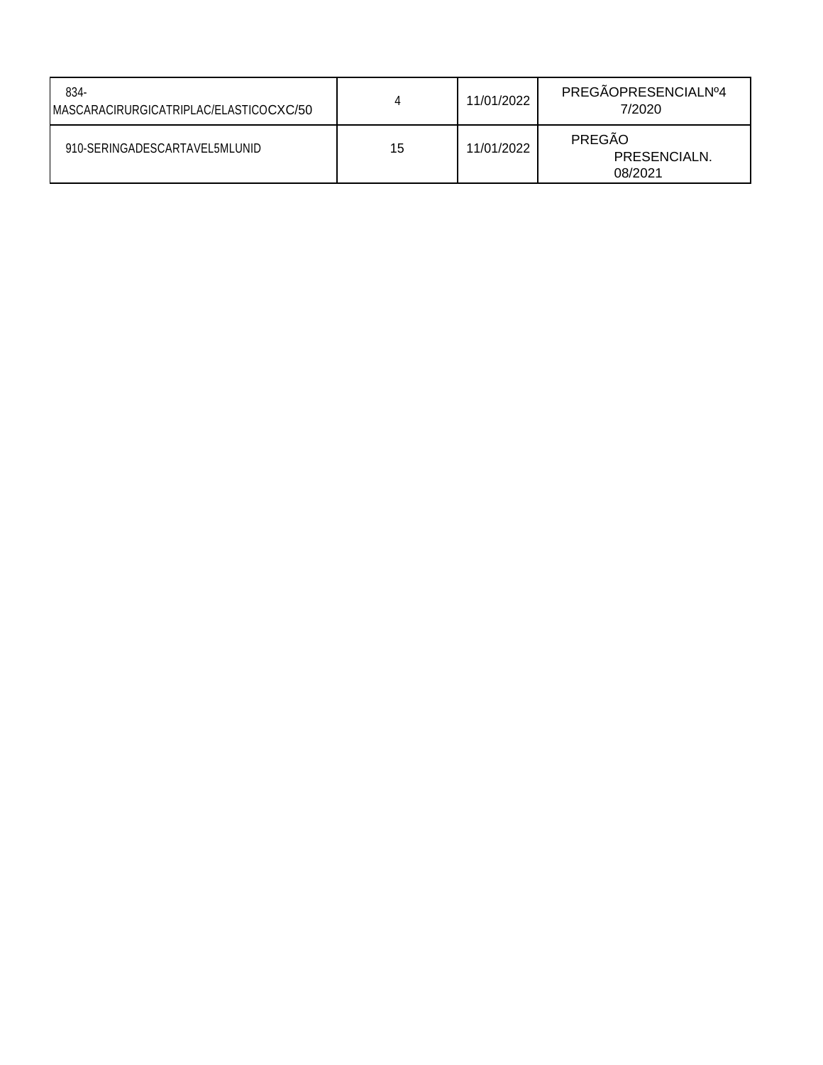| | | | |
|---|---|---|---|
| 834-MASCARACIRURGICATRIPLAC/ELASTICOCXC/50 | 4 | 11/01/2022 | PREGÃOPRESENCIALNº47/2020 |
| 910-SERINGADESCARTAVEL5MLUNID | 15 | 11/01/2022 | PREGÃO PRESENCIALN. 08/2021 |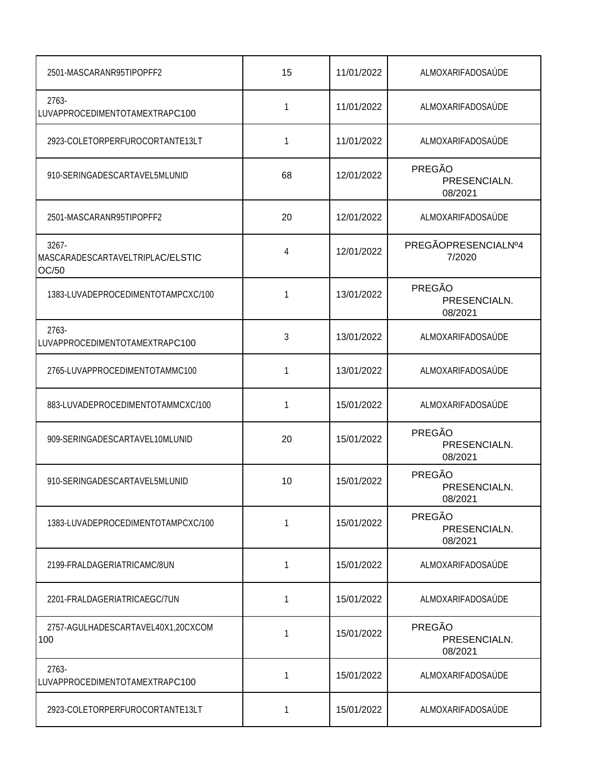| | | | |
|---|---|---|---|
| 2501-MASCARANR95TIPOPFF2 | 15 | 11/01/2022 | ALMOXARIFADOSAÚDE |
| 2763-LUVAPPROCEDIMENTOTAMEXTRAPC100 | 1 | 11/01/2022 | ALMOXARIFADOSAÚDE |
| 2923-COLETORPERFUROCORTANTE13LT | 1 | 11/01/2022 | ALMOXARIFADOSAÚDE |
| 910-SERINGADESCARTAVEL5MLUNID | 68 | 12/01/2022 | PREGÃO PRESENCIALN. 08/2021 |
| 2501-MASCARANR95TIPOPFF2 | 20 | 12/01/2022 | ALMOXARIFADOSAÚDE |
| 3267-MASCARADESCARTAVELTRIPLAC/ELSTICOC/50 | 4 | 12/01/2022 | PREGÃOPRESENCIALNº47/2020 |
| 1383-LUVADEPROCEDIMENTOTAMPCXC/100 | 1 | 13/01/2022 | PREGÃO PRESENCIALN. 08/2021 |
| 2763-LUVAPPROCEDIMENTOTAMEXTRAPC100 | 3 | 13/01/2022 | ALMOXARIFADOSAÚDE |
| 2765-LUVAPPROCEDIMENTOTAMMC100 | 1 | 13/01/2022 | ALMOXARIFADOSAÚDE |
| 883-LUVADEPROCEDIMENTOTAMMCXC/100 | 1 | 15/01/2022 | ALMOXARIFADOSAÚDE |
| 909-SERINGADESCARTAVEL10MLUNID | 20 | 15/01/2022 | PREGÃO PRESENCIALN. 08/2021 |
| 910-SERINGADESCARTAVEL5MLUNID | 10 | 15/01/2022 | PREGÃO PRESENCIALN. 08/2021 |
| 1383-LUVADEPROCEDIMENTOTAMPCXC/100 | 1 | 15/01/2022 | PREGÃO PRESENCIALN. 08/2021 |
| 2199-FRALDAGERIATRICAMC/8UN | 1 | 15/01/2022 | ALMOXARIFADOSAÚDE |
| 2201-FRALDAGERIATRICAEGC/7UN | 1 | 15/01/2022 | ALMOXARIFADOSAÚDE |
| 2757-AGULHADESCARTAVEL40X1,20CXCOM 100 | 1 | 15/01/2022 | PREGÃO PRESENCIALN. 08/2021 |
| 2763-LUVAPPROCEDIMENTOTAMEXTRAPC100 | 1 | 15/01/2022 | ALMOXARIFADOSAÚDE |
| 2923-COLETORPERFUROCORTANTE13LT | 1 | 15/01/2022 | ALMOXARIFADOSAÚDE |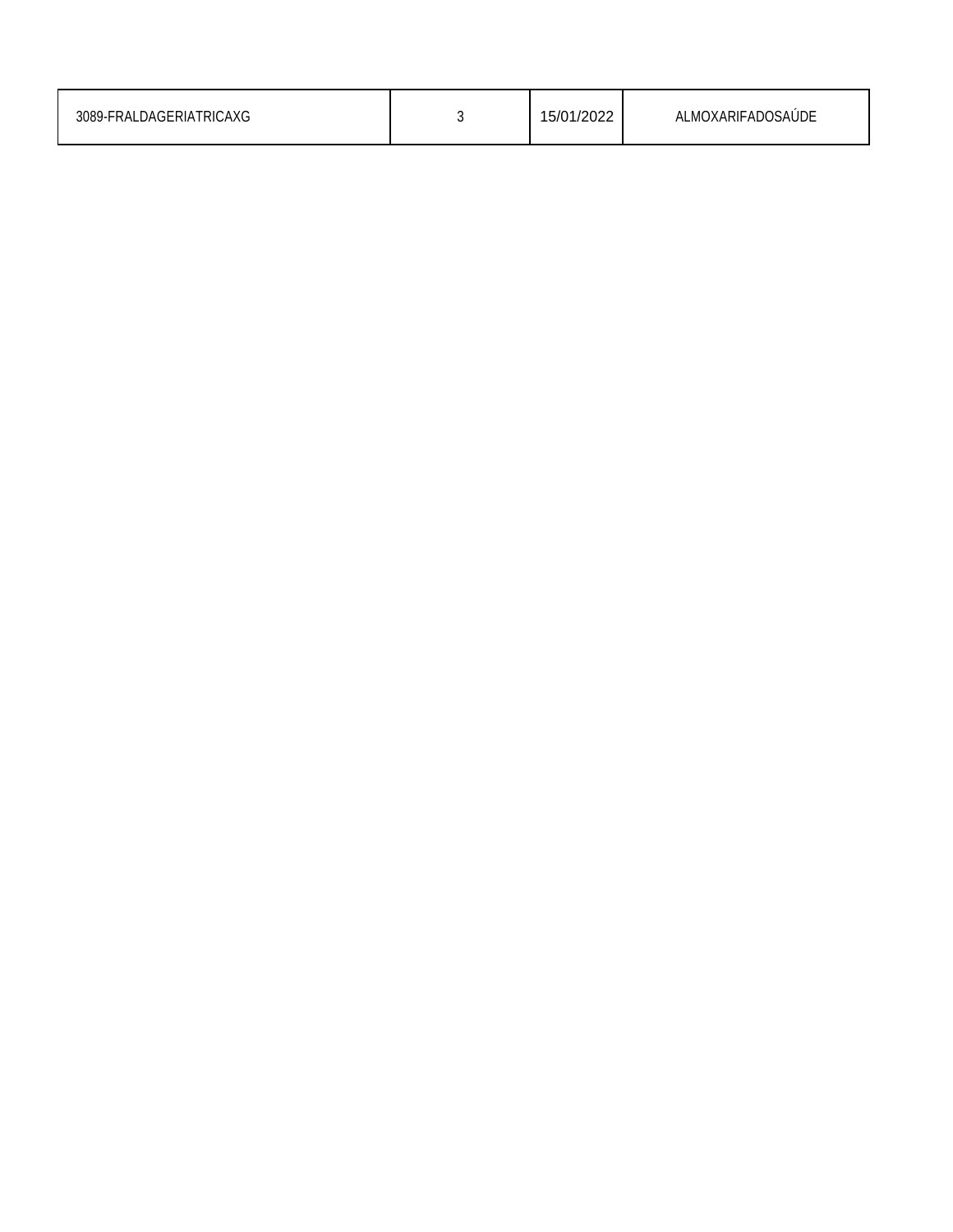| 3089-FRALDAGERIATRICAXG | 3 | 15/01/2022 | ALMOXARIFADOSAÚDE |
|---|---|---|---|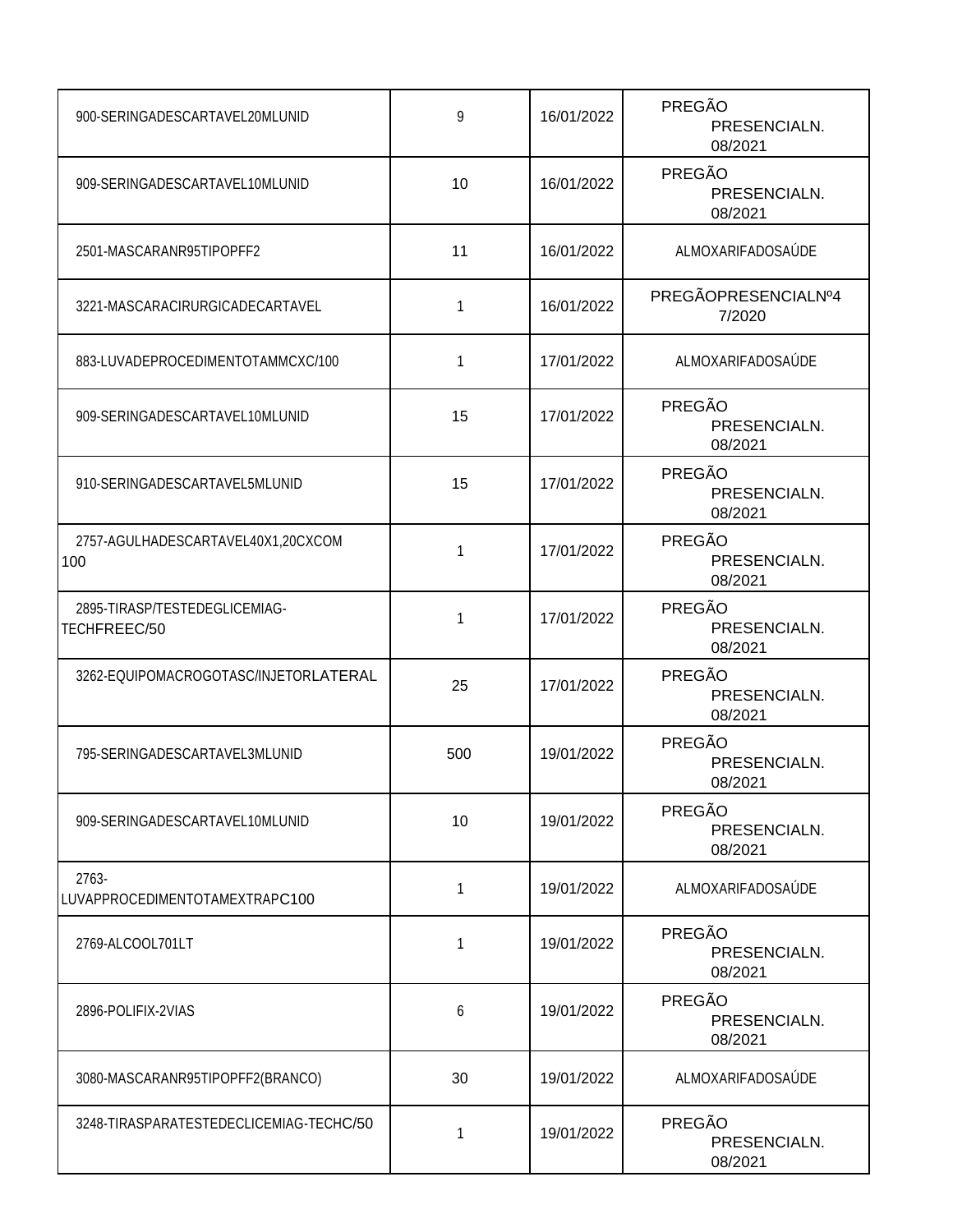| | | | |
|---|---|---|---|
| 900-SERINGADESCARTAVEL20MLUNID | 9 | 16/01/2022 | PREGÃO PRESENCIALN. 08/2021 |
| 909-SERINGADESCARTAVEL10MLUNID | 10 | 16/01/2022 | PREGÃO PRESENCIALN. 08/2021 |
| 2501-MASCARANR95TIPOPFF2 | 11 | 16/01/2022 | ALMOXARIFADOSAÚDE |
| 3221-MASCARACIRURGICADECARTAVEL | 1 | 16/01/2022 | PREGÃOPRESENCIALNº4 7/2020 |
| 883-LUVADEPROCEDIMENTOTAMMCXC/100 | 1 | 17/01/2022 | ALMOXARIFADOSAÚDE |
| 909-SERINGADESCARTAVEL10MLUNID | 15 | 17/01/2022 | PREGÃO PRESENCIALN. 08/2021 |
| 910-SERINGADESCARTAVEL5MLUNID | 15 | 17/01/2022 | PREGÃO PRESENCIALN. 08/2021 |
| 2757-AGULHADESCARTAVEL40X1,20CXCOM 100 | 1 | 17/01/2022 | PREGÃO PRESENCIALN. 08/2021 |
| 2895-TIRASP/TESTEDEGLICEMIAG-TECHFREEC/50 | 1 | 17/01/2022 | PREGÃO PRESENCIALN. 08/2021 |
| 3262-EQUIPOMACROGOTASC/INJETORLATERAL | 25 | 17/01/2022 | PREGÃO PRESENCIALN. 08/2021 |
| 795-SERINGADESCARTAVEL3MLUNID | 500 | 19/01/2022 | PREGÃO PRESENCIALN. 08/2021 |
| 909-SERINGADESCARTAVEL10MLUNID | 10 | 19/01/2022 | PREGÃO PRESENCIALN. 08/2021 |
| 2763-LUVAPPROCEDIMENTOTAMEXTRAPC100 | 1 | 19/01/2022 | ALMOXARIFADOSAÚDE |
| 2769-ALCOOL701LT | 1 | 19/01/2022 | PREGÃO PRESENCIALN. 08/2021 |
| 2896-POLIFIX-2VIAS | 6 | 19/01/2022 | PREGÃO PRESENCIALN. 08/2021 |
| 3080-MASCARANR95TIPOPFF2(BRANCO) | 30 | 19/01/2022 | ALMOXARIFADOSAÚDE |
| 3248-TIRASPARATESTEDECLICEMIAG-TECHC/50 | 1 | 19/01/2022 | PREGÃO PRESENCIALN. 08/2021 |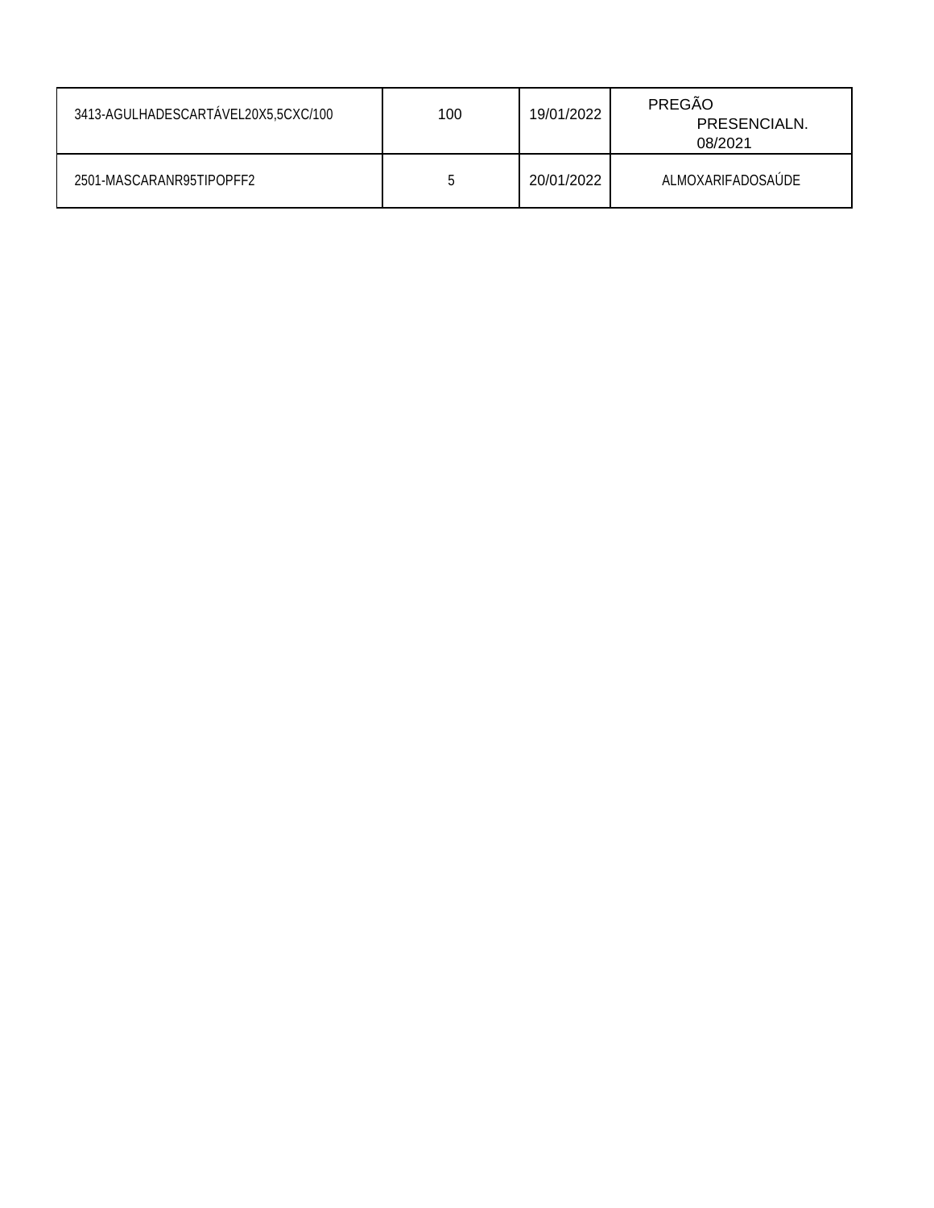| | | | |
|---|---|---|---|
| 3413-AGULHADESCARTÁVEL20X5,5CXC/100 | 100 | 19/01/2022 | PREGÃO PRESENCIALN. 08/2021 |
| 2501-MASCARANR95TIPOPFF2 | 5 | 20/01/2022 | ALMOXARIFADOSAÚDE |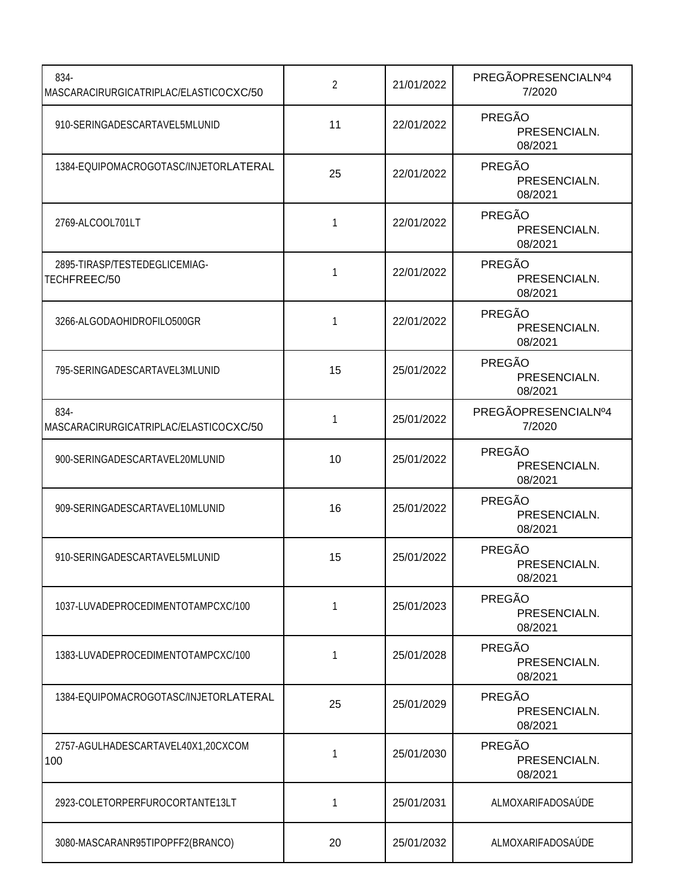| | | | |
|---|---|---|---|
| 834-MASCARACIRURGICATRIPLAC/ELASTICOCXC/50 | 2 | 21/01/2022 | PREGÃOPRESENCIALNº47/2020 |
| 910-SERINGADESCARTAVEL5MLUNID | 11 | 22/01/2022 | PREGÃO PRESENCIALN. 08/2021 |
| 1384-EQUIPOMACROGOTASC/INJETORLATERAL | 25 | 22/01/2022 | PREGÃO PRESENCIALN. 08/2021 |
| 2769-ALCOOL701LT | 1 | 22/01/2022 | PREGÃO PRESENCIALN. 08/2021 |
| 2895-TIRASP/TESTEDEGLICEMIAG-TECHFREEC/50 | 1 | 22/01/2022 | PREGÃO PRESENCIALN. 08/2021 |
| 3266-ALGODAOHIDROFILO500GR | 1 | 22/01/2022 | PREGÃO PRESENCIALN. 08/2021 |
| 795-SERINGADESCARTAVEL3MLUNID | 15 | 25/01/2022 | PREGÃO PRESENCIALN. 08/2021 |
| 834-MASCARACIRURGICATRIPLAC/ELASTICOCXC/50 | 1 | 25/01/2022 | PREGÃOPRESENCIALNº47/2020 |
| 900-SERINGADESCARTAVEL20MLUNID | 10 | 25/01/2022 | PREGÃO PRESENCIALN. 08/2021 |
| 909-SERINGADESCARTAVEL10MLUNID | 16 | 25/01/2022 | PREGÃO PRESENCIALN. 08/2021 |
| 910-SERINGADESCARTAVEL5MLUNID | 15 | 25/01/2022 | PREGÃO PRESENCIALN. 08/2021 |
| 1037-LUVADEPROCEDIMENTOTAMPCXC/100 | 1 | 25/01/2023 | PREGÃO PRESENCIALN. 08/2021 |
| 1383-LUVADEPROCEDIMENTOTAMPCXC/100 | 1 | 25/01/2028 | PREGÃO PRESENCIALN. 08/2021 |
| 1384-EQUIPOMACROGOTASC/INJETORLATERAL | 25 | 25/01/2029 | PREGÃO PRESENCIALN. 08/2021 |
| 2757-AGULHADESCARTAVEL40X1,20CXCOM 100 | 1 | 25/01/2030 | PREGÃO PRESENCIALN. 08/2021 |
| 2923-COLETORPERFUROCORTANTE13LT | 1 | 25/01/2031 | ALMOXARIFADOSAÚDE |
| 3080-MASCARANR95TIPOPFF2(BRANCO) | 20 | 25/01/2032 | ALMOXARIFADOSAÚDE |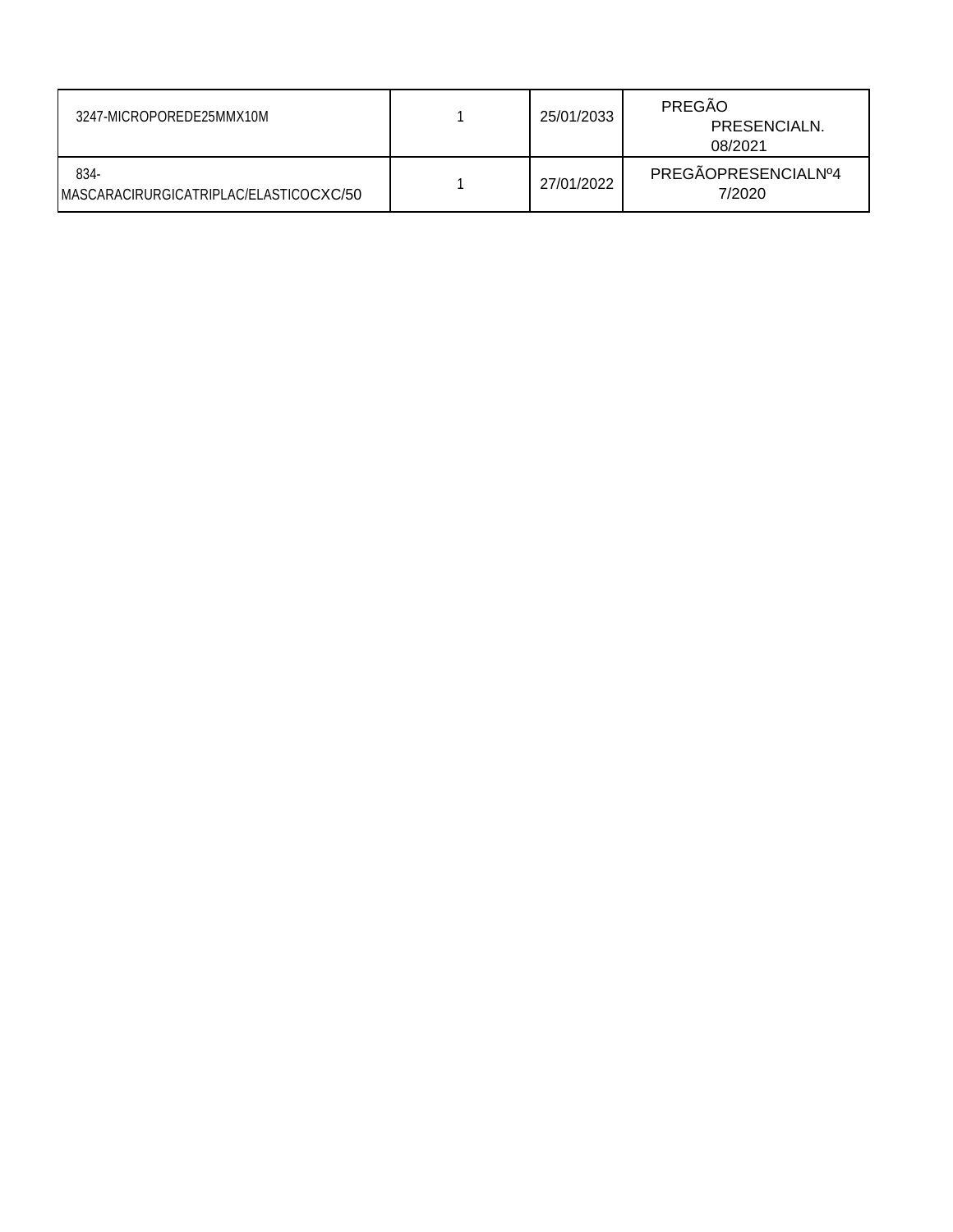| | | | |
|---|---|---|---|
| 3247-MICROPOREDE25MMX10M | 1 | 25/01/2033 | PREGÃO PRESENCIALN. 08/2021 |
| 834-MASCARACIRURGICATRIPLAC/ELASTICOCXC/50 | 1 | 27/01/2022 | PREGÃOPRESENCIALNº47/2020 |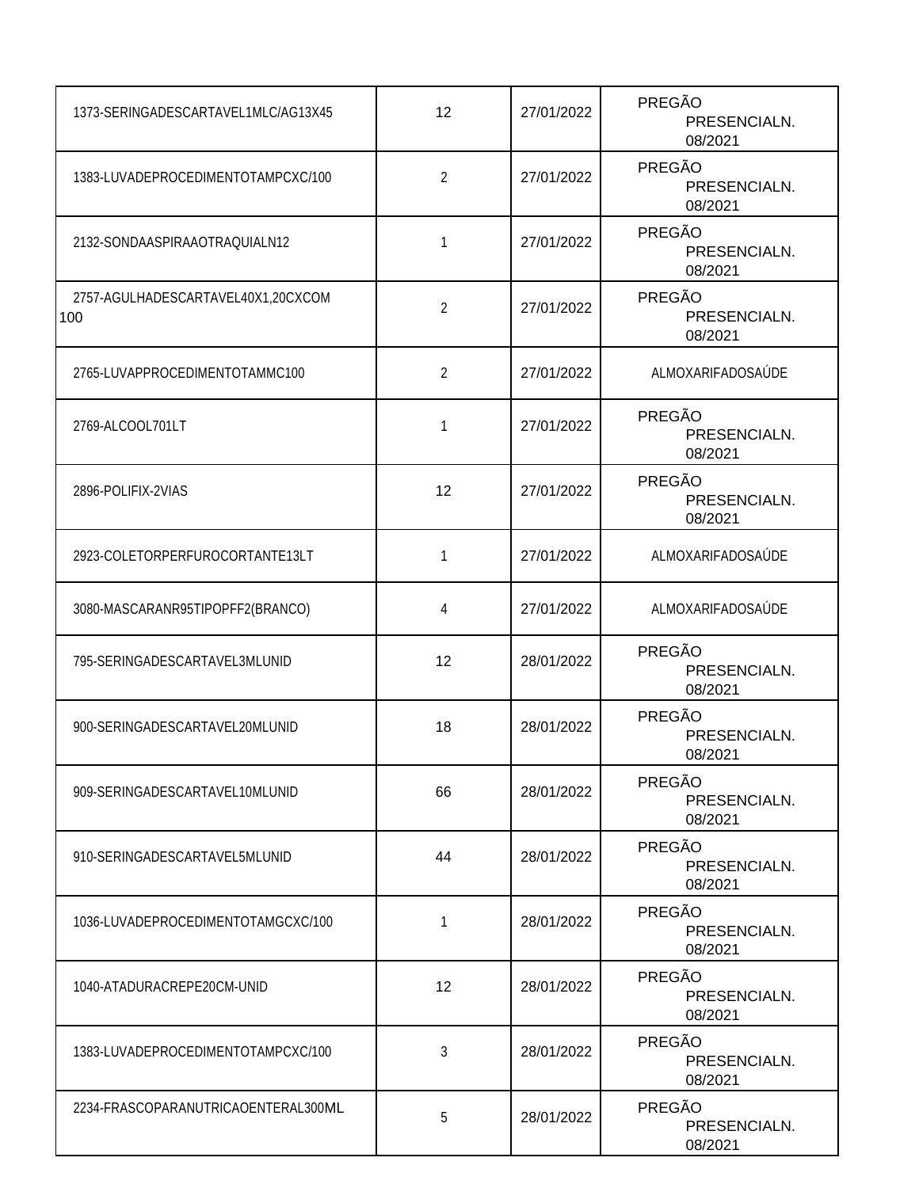| | | | |
|---|---|---|---|
| 1373-SERINGADESCARTAVEL1MLC/AG13X45 | 12 | 27/01/2022 | PREGÃO PRESENCIALN. 08/2021 |
| 1383-LUVADEPROCEDIMENTOTAMPCXC/100 | 2 | 27/01/2022 | PREGÃO PRESENCIALN. 08/2021 |
| 2132-SONDAASPIRAAOTRAQUIALN12 | 1 | 27/01/2022 | PREGÃO PRESENCIALN. 08/2021 |
| 2757-AGULHADESCARTAVEL40X1,20CXCOM 100 | 2 | 27/01/2022 | PREGÃO PRESENCIALN. 08/2021 |
| 2765-LUVAPPROCEDIMENTOTAMMC100 | 2 | 27/01/2022 | ALMOXARIFADOSAÚDE |
| 2769-ALCOOL701LT | 1 | 27/01/2022 | PREGÃO PRESENCIALN. 08/2021 |
| 2896-POLIFIX-2VIAS | 12 | 27/01/2022 | PREGÃO PRESENCIALN. 08/2021 |
| 2923-COLETORPERFUROCORTANTE13LT | 1 | 27/01/2022 | ALMOXARIFADOSAÚDE |
| 3080-MASCARANR95TIPOPFF2(BRANCO) | 4 | 27/01/2022 | ALMOXARIFADOSAÚDE |
| 795-SERINGADESCARTAVEL3MLUNID | 12 | 28/01/2022 | PREGÃO PRESENCIALN. 08/2021 |
| 900-SERINGADESCARTAVEL20MLUNID | 18 | 28/01/2022 | PREGÃO PRESENCIALN. 08/2021 |
| 909-SERINGADESCARTAVEL10MLUNID | 66 | 28/01/2022 | PREGÃO PRESENCIALN. 08/2021 |
| 910-SERINGADESCARTAVEL5MLUNID | 44 | 28/01/2022 | PREGÃO PRESENCIALN. 08/2021 |
| 1036-LUVADEPROCEDIMENTOTAMGCXC/100 | 1 | 28/01/2022 | PREGÃO PRESENCIALN. 08/2021 |
| 1040-ATADURACREPE20CM-UNID | 12 | 28/01/2022 | PREGÃO PRESENCIALN. 08/2021 |
| 1383-LUVADEPROCEDIMENTOTAMPCXC/100 | 3 | 28/01/2022 | PREGÃO PRESENCIALN. 08/2021 |
| 2234-FRASCOPARANUTRICAOENTERAL300ML | 5 | 28/01/2022 | PREGÃO PRESENCIALN. 08/2021 |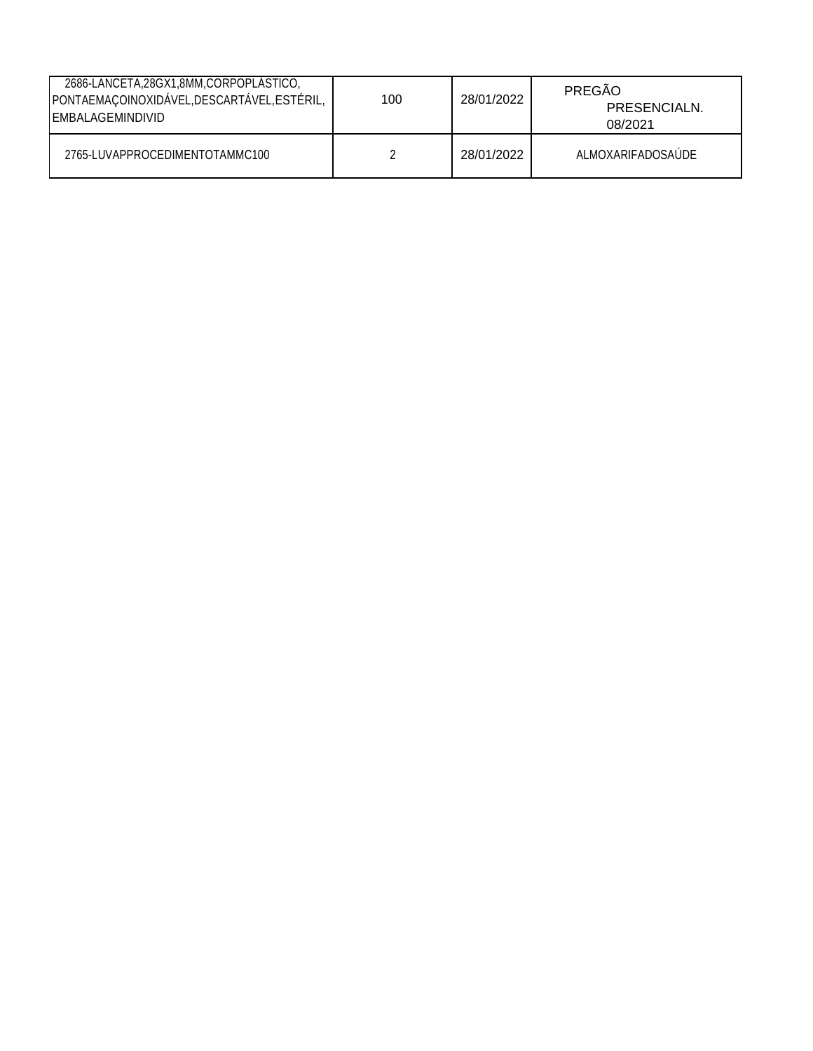| | | | |
|---|---|---|---|
| 2686-LANCETA,28GX1,8MM,CORPOPLÁSTICO, PONTAEMAÇOINOXIDÁVEL,DESCARTÁVEL,ESTÉRIL, EMBALAGEMINDIVID | 100 | 28/01/2022 | PREGÃO PRESENCIALN. 08/2021 |
| 2765-LUVAPPROCEDIMENTOTAMMC100 | 2 | 28/01/2022 | ALMOXARIFADOSAÚDE |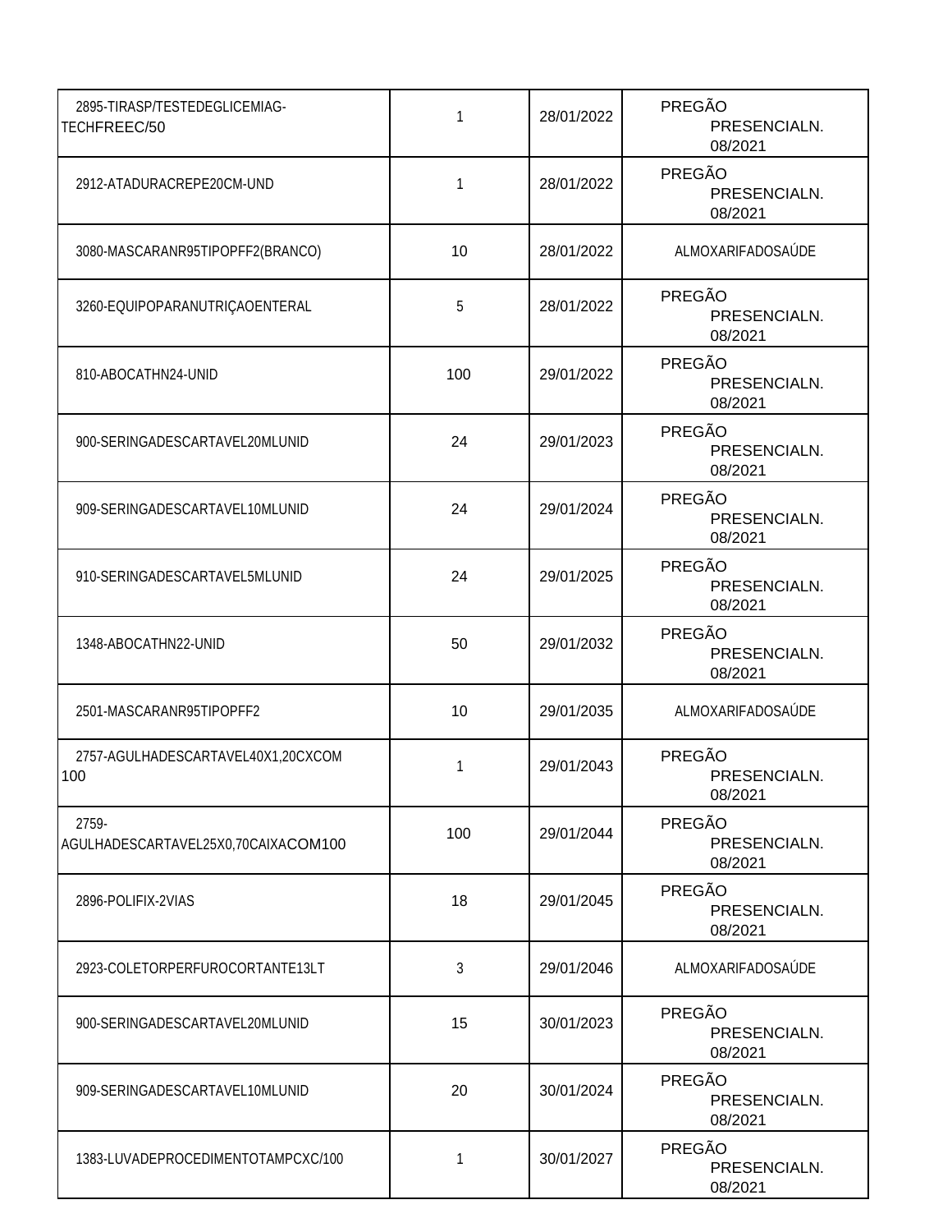| | | | |
|---|---|---|---|
| 2895-TIRASP/TESTEDEGLICEMIAG-TECHFREEC/50 | 1 | 28/01/2022 | PREGÃO PRESENCIALN. 08/2021 |
| 2912-ATADURACREPE20CM-UND | 1 | 28/01/2022 | PREGÃO PRESENCIALN. 08/2021 |
| 3080-MASCARANR95TIPOPFF2(BRANCO) | 10 | 28/01/2022 | ALMOXARIFADOSAÚDE |
| 3260-EQUIPOPARANUTRIÇAOENTERAL | 5 | 28/01/2022 | PREGÃO PRESENCIALN. 08/2021 |
| 810-ABOCATHN24-UNID | 100 | 29/01/2022 | PREGÃO PRESENCIALN. 08/2021 |
| 900-SERINGADESCARTAVEL20MLUNID | 24 | 29/01/2023 | PREGÃO PRESENCIALN. 08/2021 |
| 909-SERINGADESCARTAVEL10MLUNID | 24 | 29/01/2024 | PREGÃO PRESENCIALN. 08/2021 |
| 910-SERINGADESCARTAVEL5MLUNID | 24 | 29/01/2025 | PREGÃO PRESENCIALN. 08/2021 |
| 1348-ABOCATHN22-UNID | 50 | 29/01/2032 | PREGÃO PRESENCIALN. 08/2021 |
| 2501-MASCARANR95TIPOPFF2 | 10 | 29/01/2035 | ALMOXARIFADOSAÚDE |
| 2757-AGULHADESCARTAVEL40X1,20CXCOM 100 | 1 | 29/01/2043 | PREGÃO PRESENCIALN. 08/2021 |
| 2759-AGULHADESCARTAVEL25X0,70CAIXACOM100 | 100 | 29/01/2044 | PREGÃO PRESENCIALN. 08/2021 |
| 2896-POLIFIX-2VIAS | 18 | 29/01/2045 | PREGÃO PRESENCIALN. 08/2021 |
| 2923-COLETORPERFUROCORTANTE13LT | 3 | 29/01/2046 | ALMOXARIFADOSAÚDE |
| 900-SERINGADESCARTAVEL20MLUNID | 15 | 30/01/2023 | PREGÃO PRESENCIALN. 08/2021 |
| 909-SERINGADESCARTAVEL10MLUNID | 20 | 30/01/2024 | PREGÃO PRESENCIALN. 08/2021 |
| 1383-LUVADEPROCEDIMENTOTAMPCXC/100 | 1 | 30/01/2027 | PREGÃO PRESENCIALN. 08/2021 |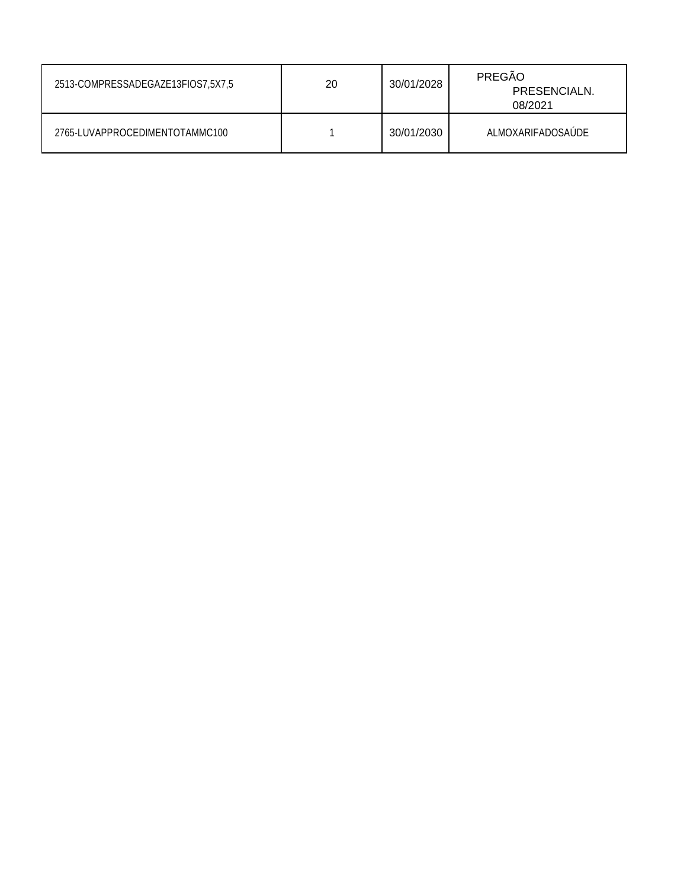| | | | |
|---|---|---|---|
| 2513-COMPRESSADEGAZE13FIOS7,5X7,5 | 20 | 30/01/2028 | PREGÃO PRESENCIALN. 08/2021 |
| 2765-LUVAPPROCEDIMENTOTAMMC100 | 1 | 30/01/2030 | ALMOXARIFADOSAÚDE |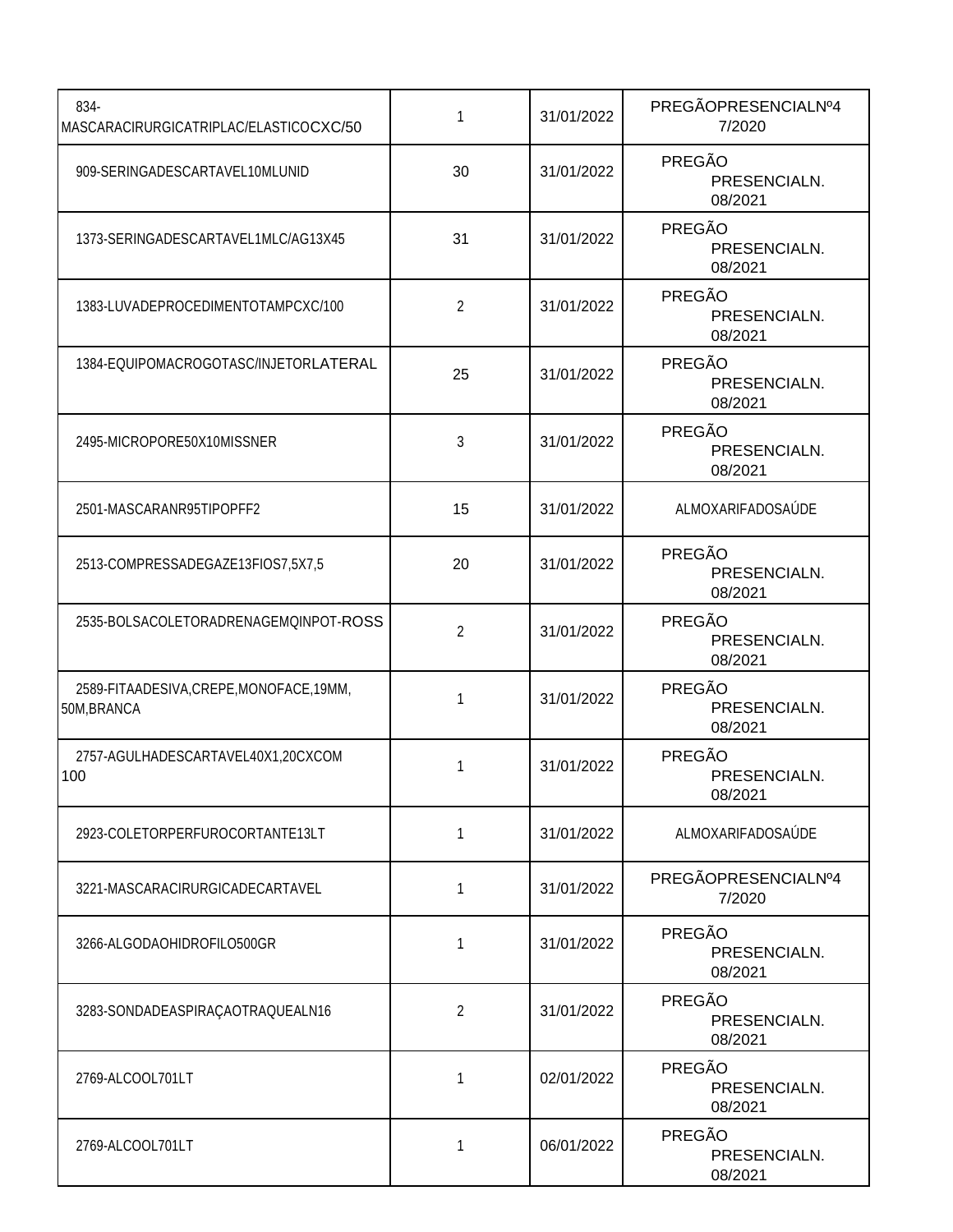| | | | |
|---|---|---|---|
| 834-MASCARACIRURGICATRIPLAC/ELASTICOCXC/50 | 1 | 31/01/2022 | PREGÃOPRESENCIALNº47/2020 |
| 909-SERINGADESCARTAVEL10MLUNID | 30 | 31/01/2022 | PREGÃO PRESENCIALN. 08/2021 |
| 1373-SERINGADESCARTAVEL1MLC/AG13X45 | 31 | 31/01/2022 | PREGÃO PRESENCIALN. 08/2021 |
| 1383-LUVADEPROCEDIMENTOTAMPCXC/100 | 2 | 31/01/2022 | PREGÃO PRESENCIALN. 08/2021 |
| 1384-EQUIPOMACROGOTASC/INJETORLATERAL | 25 | 31/01/2022 | PREGÃO PRESENCIALN. 08/2021 |
| 2495-MICROPORE50X10MISSNER | 3 | 31/01/2022 | PREGÃO PRESENCIALN. 08/2021 |
| 2501-MASCARANR95TIPOPFF2 | 15 | 31/01/2022 | ALMOXARIFADOSAÚDE |
| 2513-COMPRESSADEGAZE13FIOS7,5X7,5 | 20 | 31/01/2022 | PREGÃO PRESENCIALN. 08/2021 |
| 2535-BOLSACOLETORADRENAGEMQINPOT-ROSS | 2 | 31/01/2022 | PREGÃO PRESENCIALN. 08/2021 |
| 2589-FITAADESIVA,CREPE,MONOFACE,19MM, 50M,BRANCA | 1 | 31/01/2022 | PREGÃO PRESENCIALN. 08/2021 |
| 2757-AGULHADESCARTAVEL40X1,20CXCOM 100 | 1 | 31/01/2022 | PREGÃO PRESENCIALN. 08/2021 |
| 2923-COLETORPERFUROCORTANTE13LT | 1 | 31/01/2022 | ALMOXARIFADOSAÚDE |
| 3221-MASCARACIRURGICADECARTAVEL | 1 | 31/01/2022 | PREGÃOPRESENCIALNº47/2020 |
| 3266-ALGODAOHIDROFILO500GR | 1 | 31/01/2022 | PREGÃO PRESENCIALN. 08/2021 |
| 3283-SONDADEASPIRAÇAOTRAQUEALN16 | 2 | 31/01/2022 | PREGÃO PRESENCIALN. 08/2021 |
| 2769-ALCOOL701LT | 1 | 02/01/2022 | PREGÃO PRESENCIALN. 08/2021 |
| 2769-ALCOOL701LT | 1 | 06/01/2022 | PREGÃO PRESENCIALN. 08/2021 |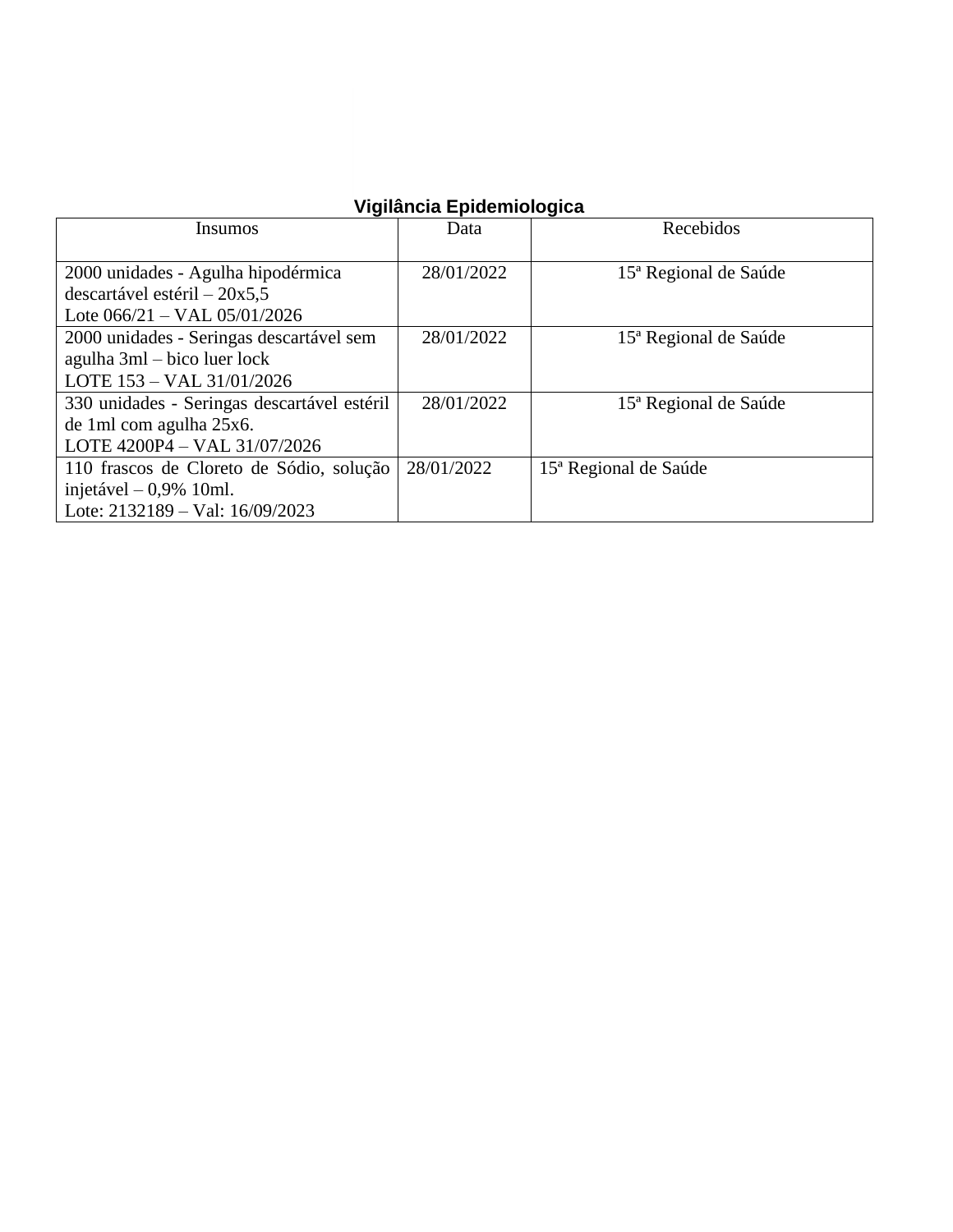**Vigilância Epidemiologica**

| Insumos | Data | Recebidos |
|---|---|---|
| 2000 unidades - Agulha hipodérmica descartável estéril – 20x5,5<br>Lote 066/21 – VAL 05/01/2026 | 28/01/2022 | 15ª Regional de Saúde |
| 2000 unidades - Seringas descartável sem agulha 3ml – bico luer lock<br>LOTE 153 – VAL 31/01/2026 | 28/01/2022 | 15ª Regional de Saúde |
| 330 unidades - Seringas descartável estéril de 1ml com agulha 25x6.<br>LOTE 4200P4 – VAL 31/07/2026 | 28/01/2022 | 15ª Regional de Saúde |
| 110 frascos de Cloreto de Sódio, solução injetável – 0,9% 10ml.<br>Lote: 2132189 – Val: 16/09/2023 | 28/01/2022 | 15ª Regional de Saúde |